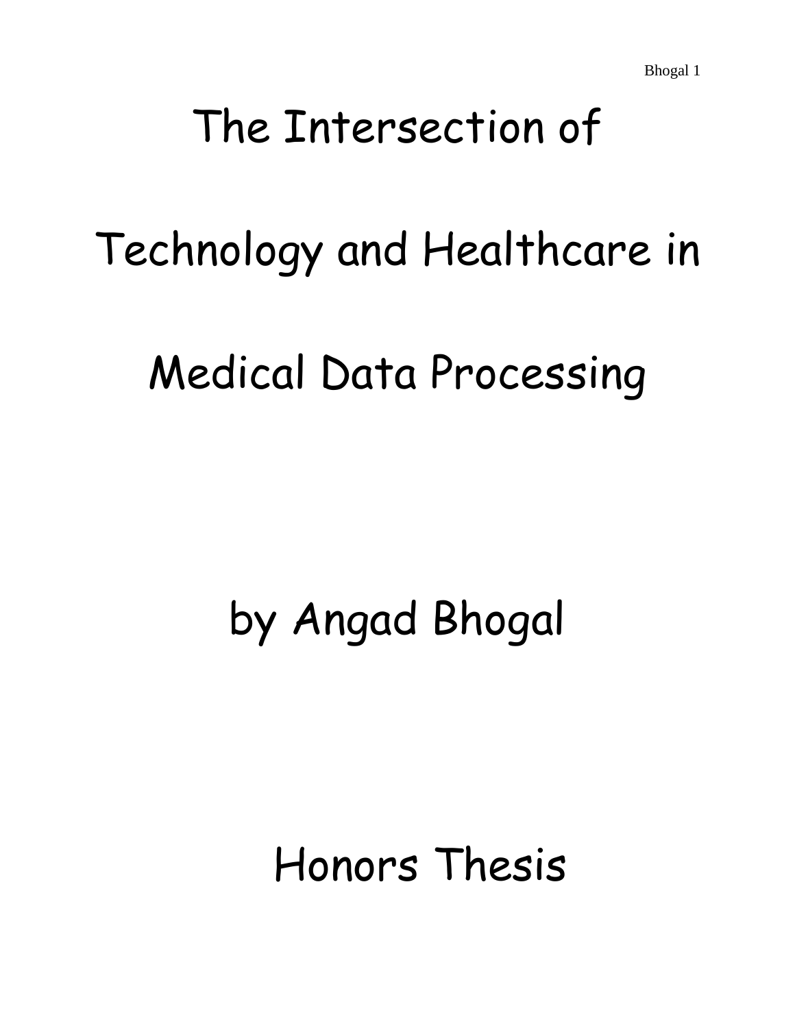# The Intersection of Technology and Healthcare in Medical Data Processing

by Angad Bhogal

Honors Thesis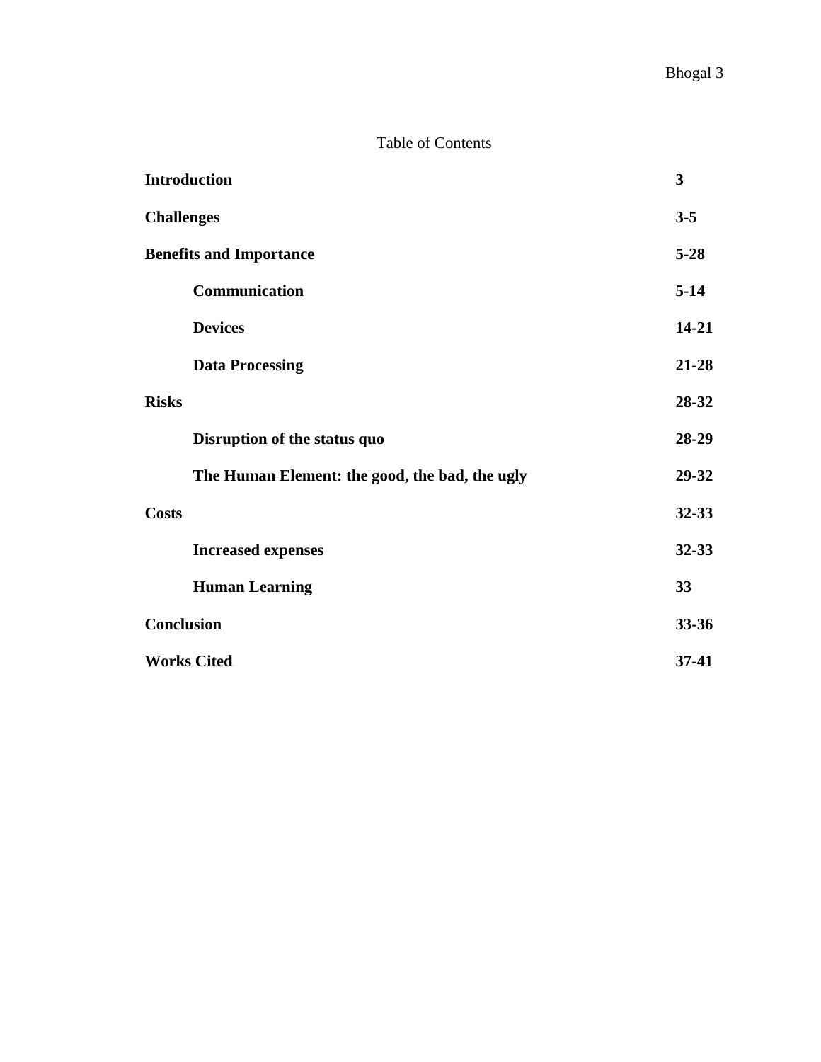Table of Contents

| | |
|---|---|
| **Introduction** | **3** |
| **Challenges** | **3-5** |
| **Benefits and Importance** | **5-28** |
| **Communication** | **5-14** |
| **Devices** | **14-21** |
| **Data Processing** | **21-28** |
| **Risks** | **28-32** |
| **Disruption of the status quo** | **28-29** |
| **The Human Element: the good, the bad, the ugly** | **29-32** |
| **Costs** | **32-33** |
| **Increased expenses** | **32-33** |
| **Human Learning** | **33** |
| **Conclusion** | **33-36** |
| **Works Cited** | **37-41** |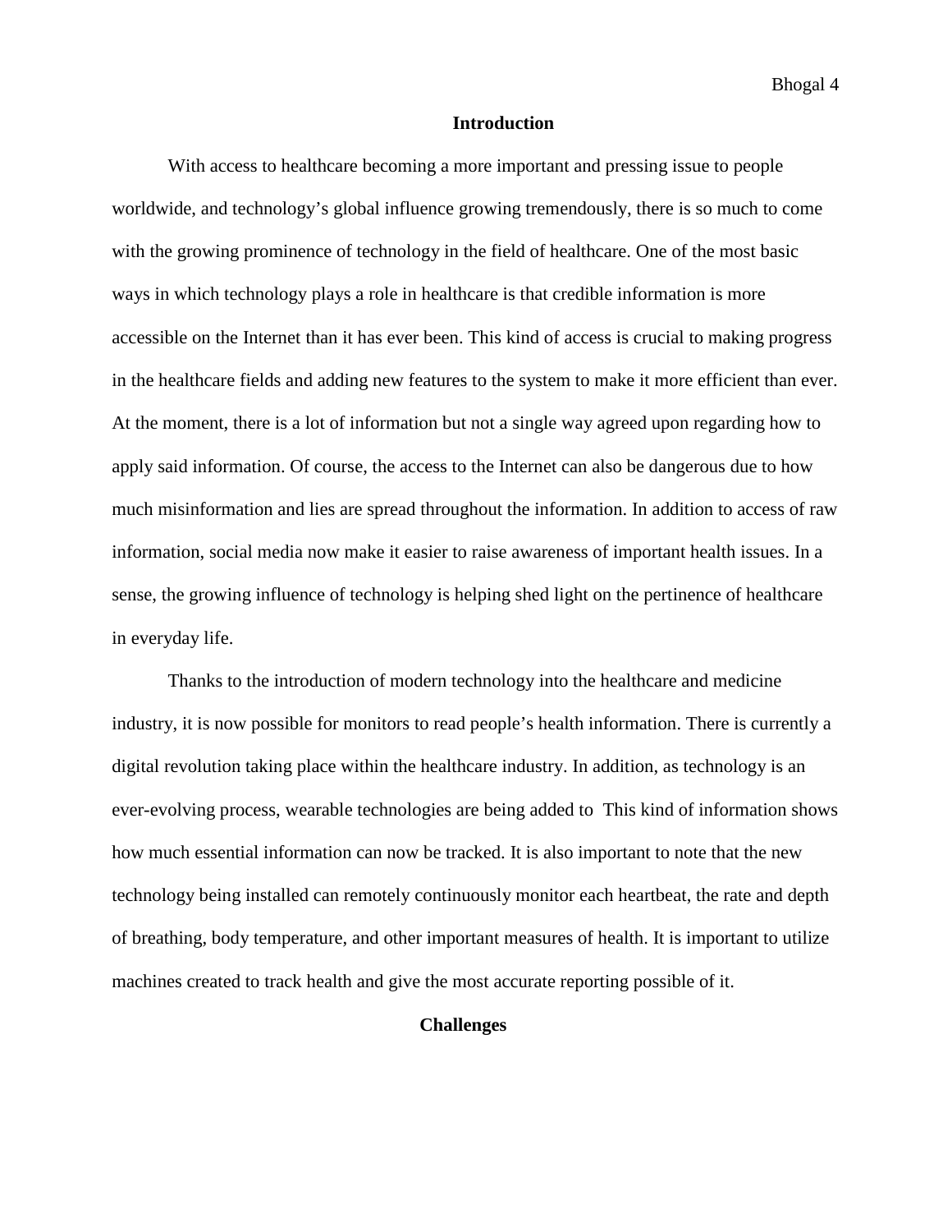## Introduction

With access to healthcare becoming a more important and pressing issue to people worldwide, and technology's global influence growing tremendously, there is so much to come with the growing prominence of technology in the field of healthcare. One of the most basic ways in which technology plays a role in healthcare is that credible information is more accessible on the Internet than it has ever been. This kind of access is crucial to making progress in the healthcare fields and adding new features to the system to make it more efficient than ever. At the moment, there is a lot of information but not a single way agreed upon regarding how to apply said information. Of course, the access to the Internet can also be dangerous due to how much misinformation and lies are spread throughout the information. In addition to access of raw information, social media now make it easier to raise awareness of important health issues. In a sense, the growing influence of technology is helping shed light on the pertinence of healthcare in everyday life.

Thanks to the introduction of modern technology into the healthcare and medicine industry, it is now possible for monitors to read people's health information. There is currently a digital revolution taking place within the healthcare industry. In addition, as technology is an ever-evolving process, wearable technologies are being added to  This kind of information shows how much essential information can now be tracked. It is also important to note that the new technology being installed can remotely continuously monitor each heartbeat, the rate and depth of breathing, body temperature, and other important measures of health. It is important to utilize machines created to track health and give the most accurate reporting possible of it.

## Challenges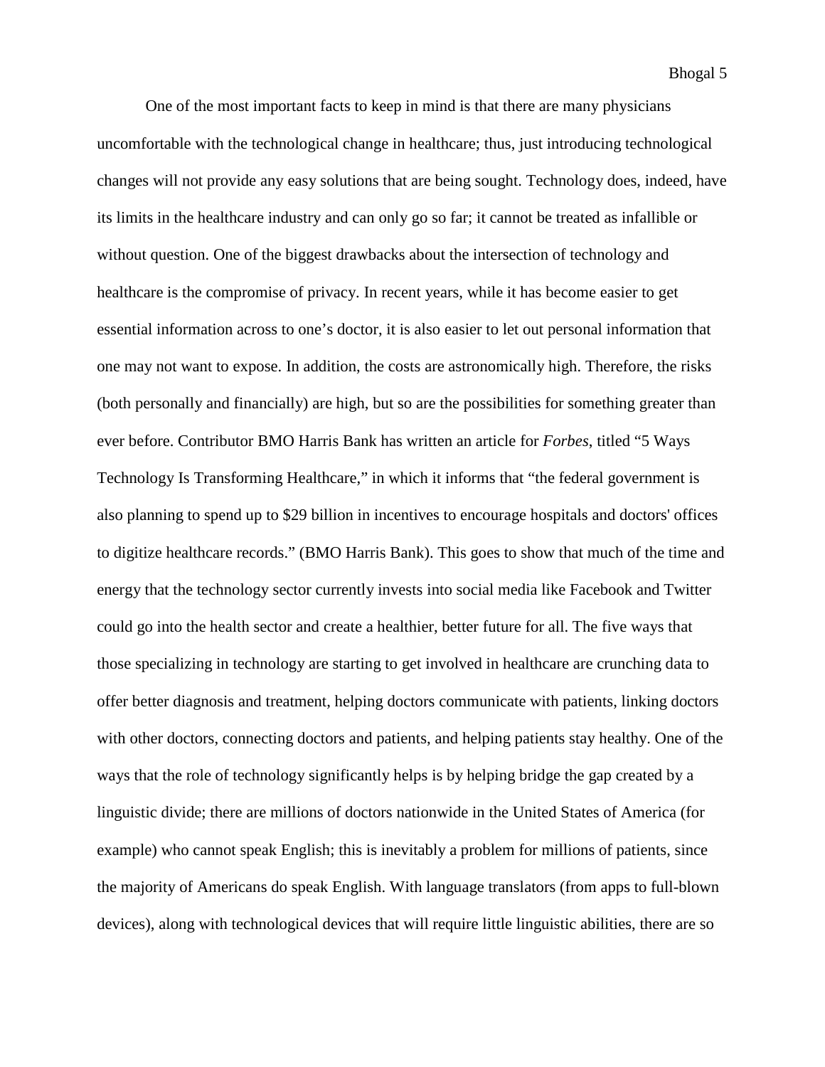One of the most important facts to keep in mind is that there are many physicians uncomfortable with the technological change in healthcare; thus, just introducing technological changes will not provide any easy solutions that are being sought. Technology does, indeed, have its limits in the healthcare industry and can only go so far; it cannot be treated as infallible or without question. One of the biggest drawbacks about the intersection of technology and healthcare is the compromise of privacy. In recent years, while it has become easier to get essential information across to one's doctor, it is also easier to let out personal information that one may not want to expose. In addition, the costs are astronomically high. Therefore, the risks (both personally and financially) are high, but so are the possibilities for something greater than ever before. Contributor BMO Harris Bank has written an article for *Forbes*, titled "5 Ways Technology Is Transforming Healthcare," in which it informs that "the federal government is also planning to spend up to $29 billion in incentives to encourage hospitals and doctors' offices to digitize healthcare records." (BMO Harris Bank). This goes to show that much of the time and energy that the technology sector currently invests into social media like Facebook and Twitter could go into the health sector and create a healthier, better future for all. The five ways that those specializing in technology are starting to get involved in healthcare are crunching data to offer better diagnosis and treatment, helping doctors communicate with patients, linking doctors with other doctors, connecting doctors and patients, and helping patients stay healthy. One of the ways that the role of technology significantly helps is by helping bridge the gap created by a linguistic divide; there are millions of doctors nationwide in the United States of America (for example) who cannot speak English; this is inevitably a problem for millions of patients, since the majority of Americans do speak English. With language translators (from apps to full-blown devices), along with technological devices that will require little linguistic abilities, there are so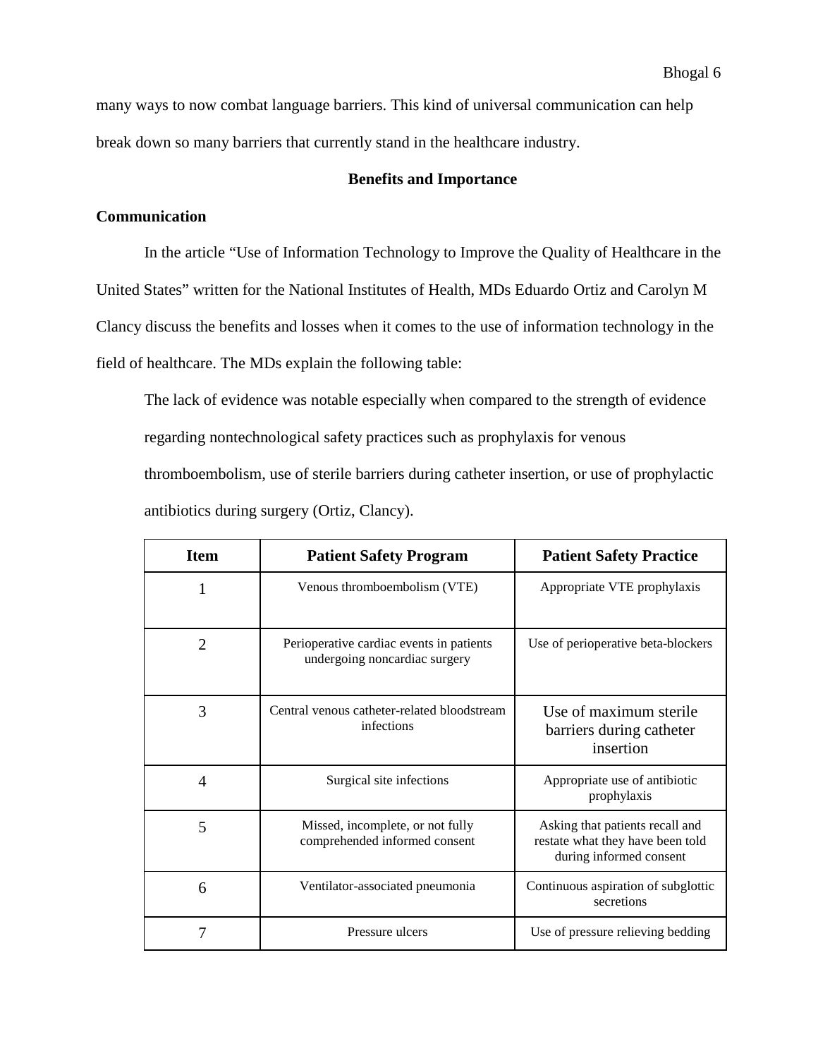many ways to now combat language barriers. This kind of universal communication can help break down so many barriers that currently stand in the healthcare industry.

## Benefits and Importance

### Communication

In the article "Use of Information Technology to Improve the Quality of Healthcare in the United States" written for the National Institutes of Health, MDs Eduardo Ortiz and Carolyn M Clancy discuss the benefits and losses when it comes to the use of information technology in the field of healthcare. The MDs explain the following table:

> The lack of evidence was notable especially when compared to the strength of evidence regarding nontechnological safety practices such as prophylaxis for venous thromboembolism, use of sterile barriers during catheter insertion, or use of prophylactic antibiotics during surgery (Ortiz, Clancy).

| Item | Patient Safety Program | Patient Safety Practice |
|---|---|---|
| 1 | Venous thromboembolism (VTE) | Appropriate VTE prophylaxis |
| 2 | Perioperative cardiac events in patients undergoing noncardiac surgery | Use of perioperative beta-blockers |
| 3 | Central venous catheter-related bloodstream infections | Use of maximum sterile barriers during catheter insertion |
| 4 | Surgical site infections | Appropriate use of antibiotic prophylaxis |
| 5 | Missed, incomplete, or not fully comprehended informed consent | Asking that patients recall and restate what they have been told during informed consent |
| 6 | Ventilator-associated pneumonia | Continuous aspiration of subglottic secretions |
| 7 | Pressure ulcers | Use of pressure relieving bedding |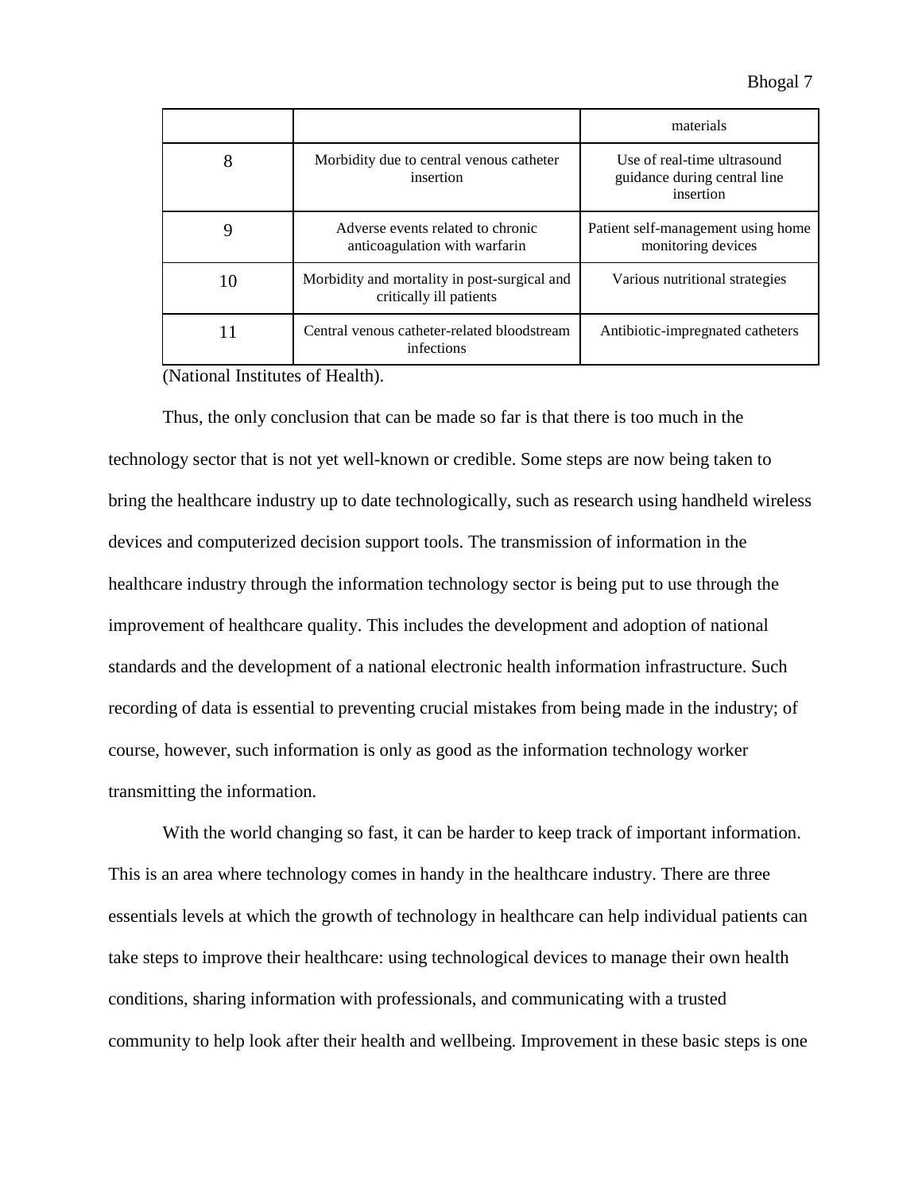| | | materials |
|---|---|---|
| 8 | Morbidity due to central venous catheter insertion | Use of real-time ultrasound guidance during central line insertion |
| 9 | Adverse events related to chronic anticoagulation with warfarin | Patient self-management using home monitoring devices |
| 10 | Morbidity and mortality in post-surgical and critically ill patients | Various nutritional strategies |
| 11 | Central venous catheter-related bloodstream infections | Antibiotic-impregnated catheters |

(National Institutes of Health).

Thus, the only conclusion that can be made so far is that there is too much in the technology sector that is not yet well-known or credible. Some steps are now being taken to bring the healthcare industry up to date technologically, such as research using handheld wireless devices and computerized decision support tools. The transmission of information in the healthcare industry through the information technology sector is being put to use through the improvement of healthcare quality. This includes the development and adoption of national standards and the development of a national electronic health information infrastructure. Such recording of data is essential to preventing crucial mistakes from being made in the industry; of course, however, such information is only as good as the information technology worker transmitting the information.

With the world changing so fast, it can be harder to keep track of important information. This is an area where technology comes in handy in the healthcare industry. There are three essentials levels at which the growth of technology in healthcare can help individual patients can take steps to improve their healthcare: using technological devices to manage their own health conditions, sharing information with professionals, and communicating with a trusted community to help look after their health and wellbeing. Improvement in these basic steps is one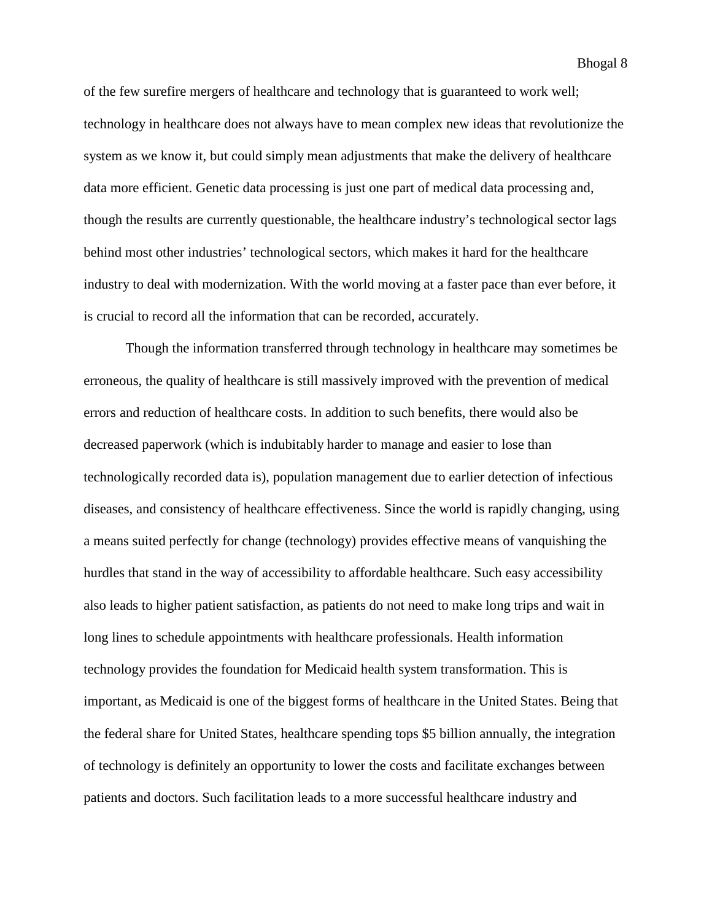of the few surefire mergers of healthcare and technology that is guaranteed to work well; technology in healthcare does not always have to mean complex new ideas that revolutionize the system as we know it, but could simply mean adjustments that make the delivery of healthcare data more efficient. Genetic data processing is just one part of medical data processing and, though the results are currently questionable, the healthcare industry's technological sector lags behind most other industries' technological sectors, which makes it hard for the healthcare industry to deal with modernization. With the world moving at a faster pace than ever before, it is crucial to record all the information that can be recorded, accurately.

Though the information transferred through technology in healthcare may sometimes be erroneous, the quality of healthcare is still massively improved with the prevention of medical errors and reduction of healthcare costs. In addition to such benefits, there would also be decreased paperwork (which is indubitably harder to manage and easier to lose than technologically recorded data is), population management due to earlier detection of infectious diseases, and consistency of healthcare effectiveness. Since the world is rapidly changing, using a means suited perfectly for change (technology) provides effective means of vanquishing the hurdles that stand in the way of accessibility to affordable healthcare. Such easy accessibility also leads to higher patient satisfaction, as patients do not need to make long trips and wait in long lines to schedule appointments with healthcare professionals. Health information technology provides the foundation for Medicaid health system transformation. This is important, as Medicaid is one of the biggest forms of healthcare in the United States. Being that the federal share for United States, healthcare spending tops $5 billion annually, the integration of technology is definitely an opportunity to lower the costs and facilitate exchanges between patients and doctors. Such facilitation leads to a more successful healthcare industry and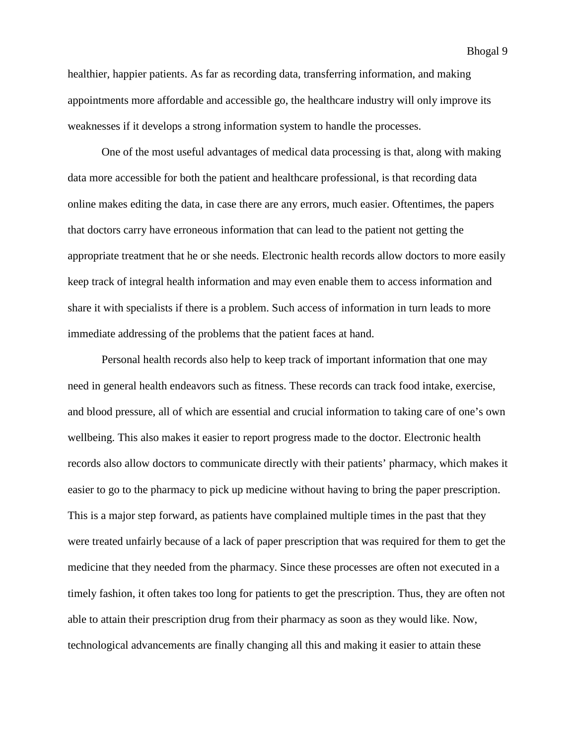healthier, happier patients. As far as recording data, transferring information, and making appointments more affordable and accessible go, the healthcare industry will only improve its weaknesses if it develops a strong information system to handle the processes.

One of the most useful advantages of medical data processing is that, along with making data more accessible for both the patient and healthcare professional, is that recording data online makes editing the data, in case there are any errors, much easier. Oftentimes, the papers that doctors carry have erroneous information that can lead to the patient not getting the appropriate treatment that he or she needs. Electronic health records allow doctors to more easily keep track of integral health information and may even enable them to access information and share it with specialists if there is a problem. Such access of information in turn leads to more immediate addressing of the problems that the patient faces at hand.

Personal health records also help to keep track of important information that one may need in general health endeavors such as fitness. These records can track food intake, exercise, and blood pressure, all of which are essential and crucial information to taking care of one's own wellbeing. This also makes it easier to report progress made to the doctor. Electronic health records also allow doctors to communicate directly with their patients' pharmacy, which makes it easier to go to the pharmacy to pick up medicine without having to bring the paper prescription. This is a major step forward, as patients have complained multiple times in the past that they were treated unfairly because of a lack of paper prescription that was required for them to get the medicine that they needed from the pharmacy. Since these processes are often not executed in a timely fashion, it often takes too long for patients to get the prescription. Thus, they are often not able to attain their prescription drug from their pharmacy as soon as they would like. Now, technological advancements are finally changing all this and making it easier to attain these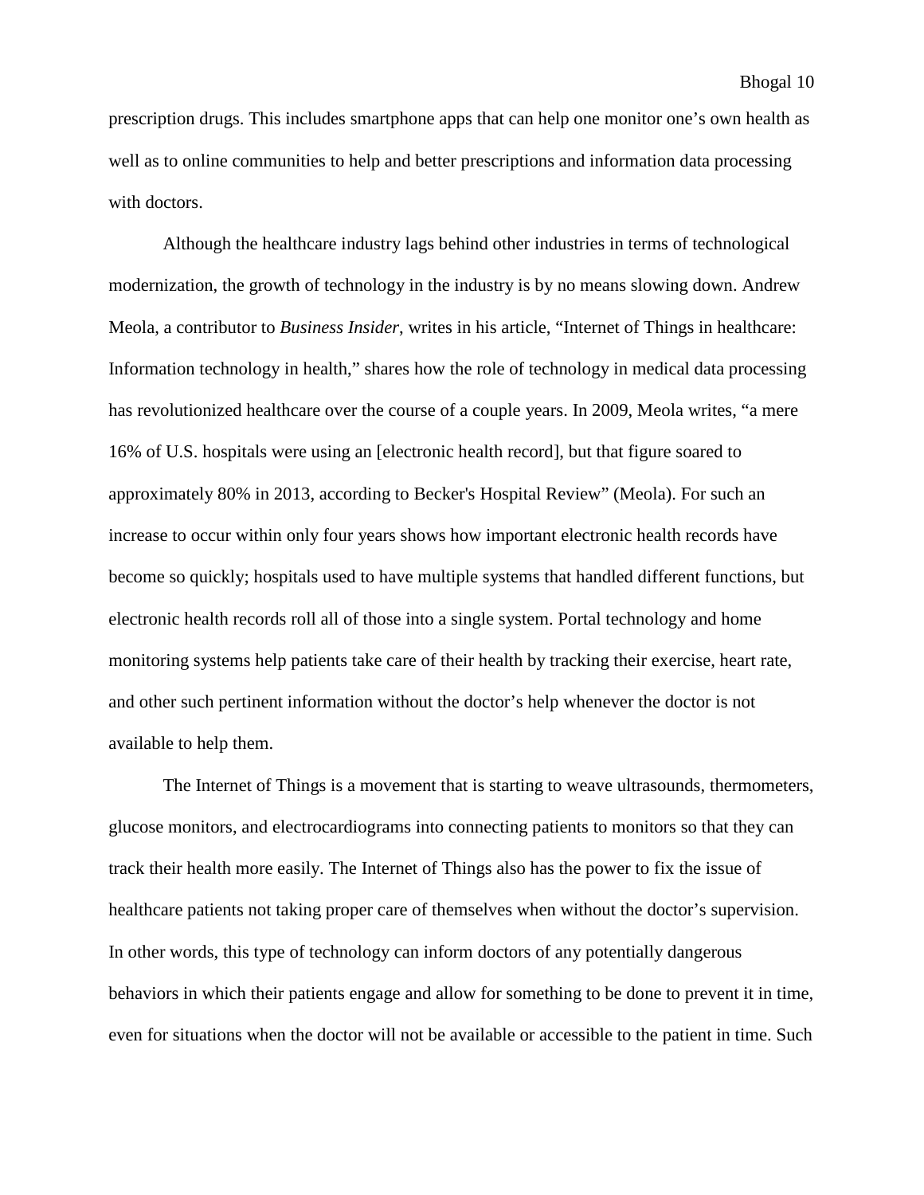prescription drugs. This includes smartphone apps that can help one monitor one's own health as well as to online communities to help and better prescriptions and information data processing with doctors.

Although the healthcare industry lags behind other industries in terms of technological modernization, the growth of technology in the industry is by no means slowing down. Andrew Meola, a contributor to *Business Insider*, writes in his article, "Internet of Things in healthcare: Information technology in health," shares how the role of technology in medical data processing has revolutionized healthcare over the course of a couple years. In 2009, Meola writes, "a mere 16% of U.S. hospitals were using an [electronic health record], but that figure soared to approximately 80% in 2013, according to Becker's Hospital Review" (Meola). For such an increase to occur within only four years shows how important electronic health records have become so quickly; hospitals used to have multiple systems that handled different functions, but electronic health records roll all of those into a single system. Portal technology and home monitoring systems help patients take care of their health by tracking their exercise, heart rate, and other such pertinent information without the doctor's help whenever the doctor is not available to help them.

The Internet of Things is a movement that is starting to weave ultrasounds, thermometers, glucose monitors, and electrocardiograms into connecting patients to monitors so that they can track their health more easily. The Internet of Things also has the power to fix the issue of healthcare patients not taking proper care of themselves when without the doctor's supervision. In other words, this type of technology can inform doctors of any potentially dangerous behaviors in which their patients engage and allow for something to be done to prevent it in time, even for situations when the doctor will not be available or accessible to the patient in time. Such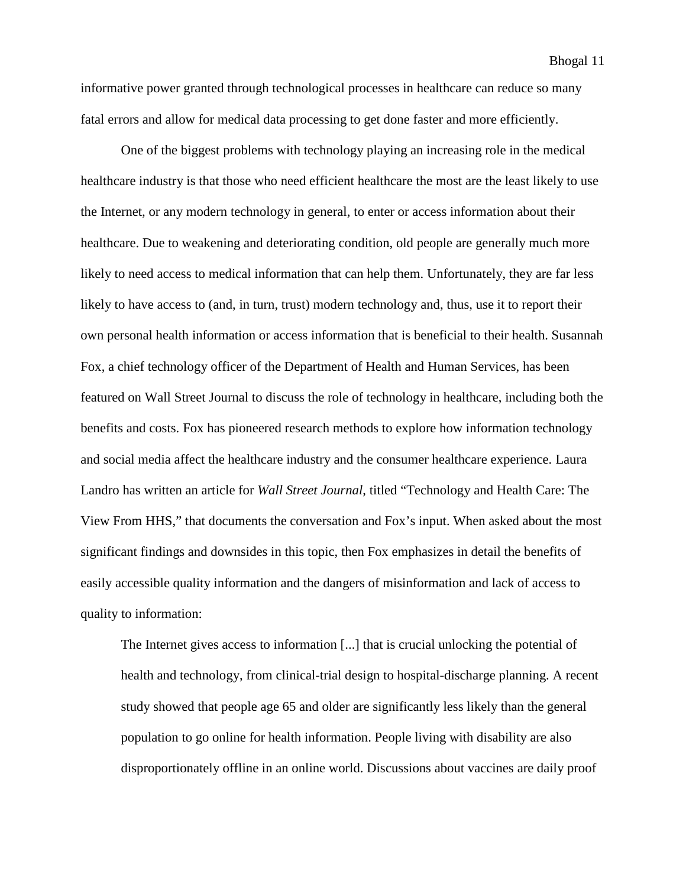informative power granted through technological processes in healthcare can reduce so many fatal errors and allow for medical data processing to get done faster and more efficiently.

One of the biggest problems with technology playing an increasing role in the medical healthcare industry is that those who need efficient healthcare the most are the least likely to use the Internet, or any modern technology in general, to enter or access information about their healthcare. Due to weakening and deteriorating condition, old people are generally much more likely to need access to medical information that can help them. Unfortunately, they are far less likely to have access to (and, in turn, trust) modern technology and, thus, use it to report their own personal health information or access information that is beneficial to their health. Susannah Fox, a chief technology officer of the Department of Health and Human Services, has been featured on Wall Street Journal to discuss the role of technology in healthcare, including both the benefits and costs. Fox has pioneered research methods to explore how information technology and social media affect the healthcare industry and the consumer healthcare experience. Laura Landro has written an article for *Wall Street Journal*, titled "Technology and Health Care: The View From HHS," that documents the conversation and Fox's input. When asked about the most significant findings and downsides in this topic, then Fox emphasizes in detail the benefits of easily accessible quality information and the dangers of misinformation and lack of access to quality to information:

> The Internet gives access to information [...] that is crucial unlocking the potential of health and technology, from clinical-trial design to hospital-discharge planning. A recent study showed that people age 65 and older are significantly less likely than the general population to go online for health information. People living with disability are also disproportionately offline in an online world. Discussions about vaccines are daily proof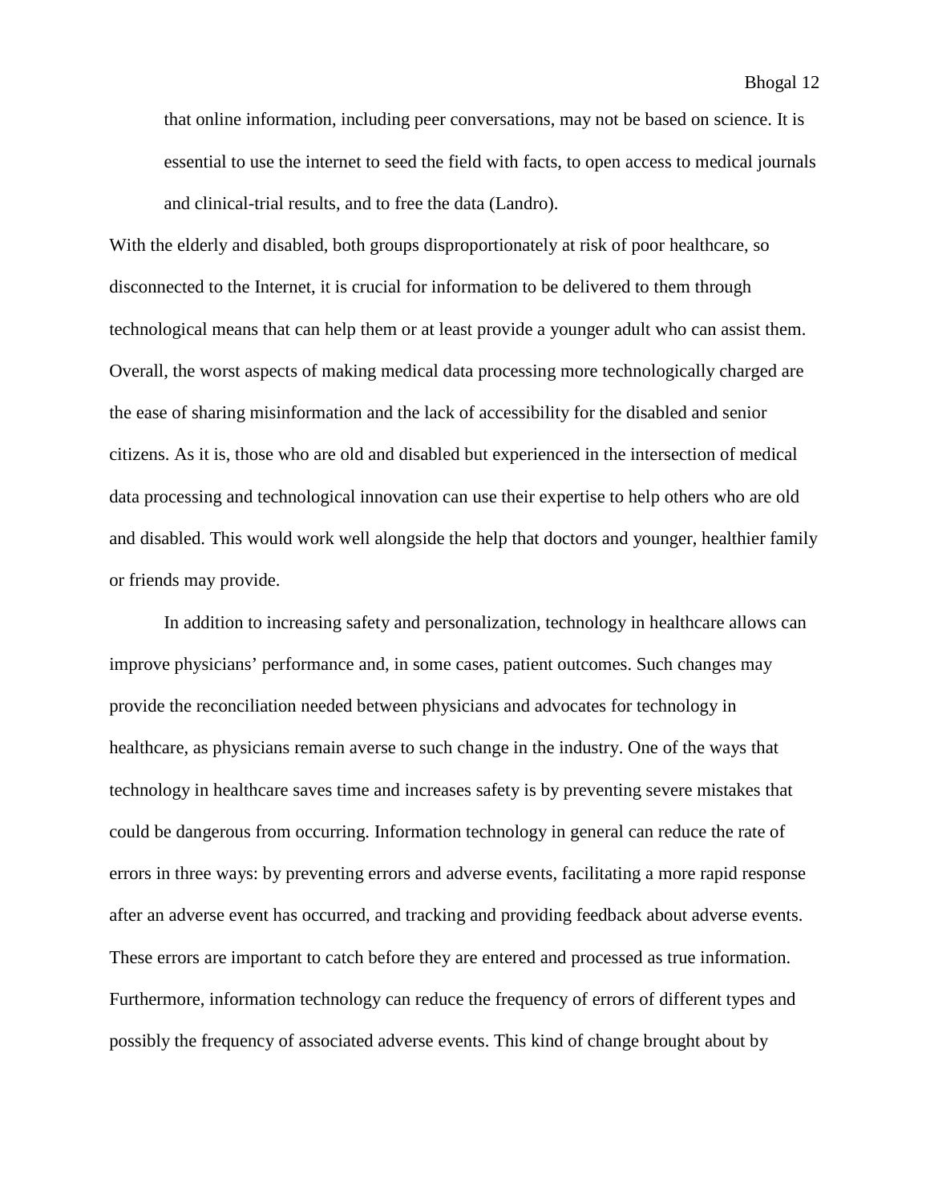> that online information, including peer conversations, may not be based on science. It is essential to use the internet to seed the field with facts, to open access to medical journals and clinical-trial results, and to free the data (Landro).

With the elderly and disabled, both groups disproportionately at risk of poor healthcare, so disconnected to the Internet, it is crucial for information to be delivered to them through technological means that can help them or at least provide a younger adult who can assist them. Overall, the worst aspects of making medical data processing more technologically charged are the ease of sharing misinformation and the lack of accessibility for the disabled and senior citizens. As it is, those who are old and disabled but experienced in the intersection of medical data processing and technological innovation can use their expertise to help others who are old and disabled. This would work well alongside the help that doctors and younger, healthier family or friends may provide.

In addition to increasing safety and personalization, technology in healthcare allows can improve physicians' performance and, in some cases, patient outcomes. Such changes may provide the reconciliation needed between physicians and advocates for technology in healthcare, as physicians remain averse to such change in the industry. One of the ways that technology in healthcare saves time and increases safety is by preventing severe mistakes that could be dangerous from occurring. Information technology in general can reduce the rate of errors in three ways: by preventing errors and adverse events, facilitating a more rapid response after an adverse event has occurred, and tracking and providing feedback about adverse events. These errors are important to catch before they are entered and processed as true information. Furthermore, information technology can reduce the frequency of errors of different types and possibly the frequency of associated adverse events. This kind of change brought about by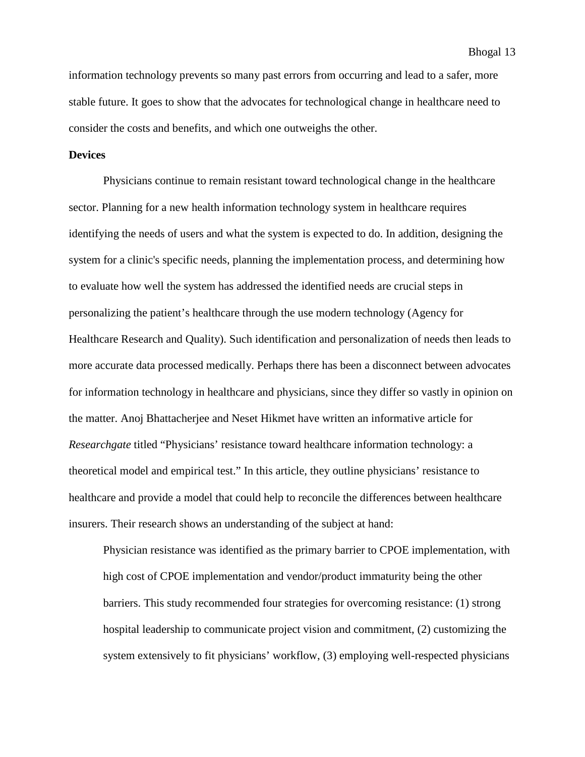information technology prevents so many past errors from occurring and lead to a safer, more stable future. It goes to show that the advocates for technological change in healthcare need to consider the costs and benefits, and which one outweighs the other.

**Devices**

Physicians continue to remain resistant toward technological change in the healthcare sector. Planning for a new health information technology system in healthcare requires identifying the needs of users and what the system is expected to do. In addition, designing the system for a clinic's specific needs, planning the implementation process, and determining how to evaluate how well the system has addressed the identified needs are crucial steps in personalizing the patient's healthcare through the use modern technology (Agency for Healthcare Research and Quality). Such identification and personalization of needs then leads to more accurate data processed medically. Perhaps there has been a disconnect between advocates for information technology in healthcare and physicians, since they differ so vastly in opinion on the matter. Anoj Bhattacherjee and Neset Hikmet have written an informative article for *Researchgate* titled "Physicians' resistance toward healthcare information technology: a theoretical model and empirical test." In this article, they outline physicians' resistance to healthcare and provide a model that could help to reconcile the differences between healthcare insurers. Their research shows an understanding of the subject at hand:

> Physician resistance was identified as the primary barrier to CPOE implementation, with high cost of CPOE implementation and vendor/product immaturity being the other barriers. This study recommended four strategies for overcoming resistance: (1) strong hospital leadership to communicate project vision and commitment, (2) customizing the system extensively to fit physicians' workflow, (3) employing well-respected physicians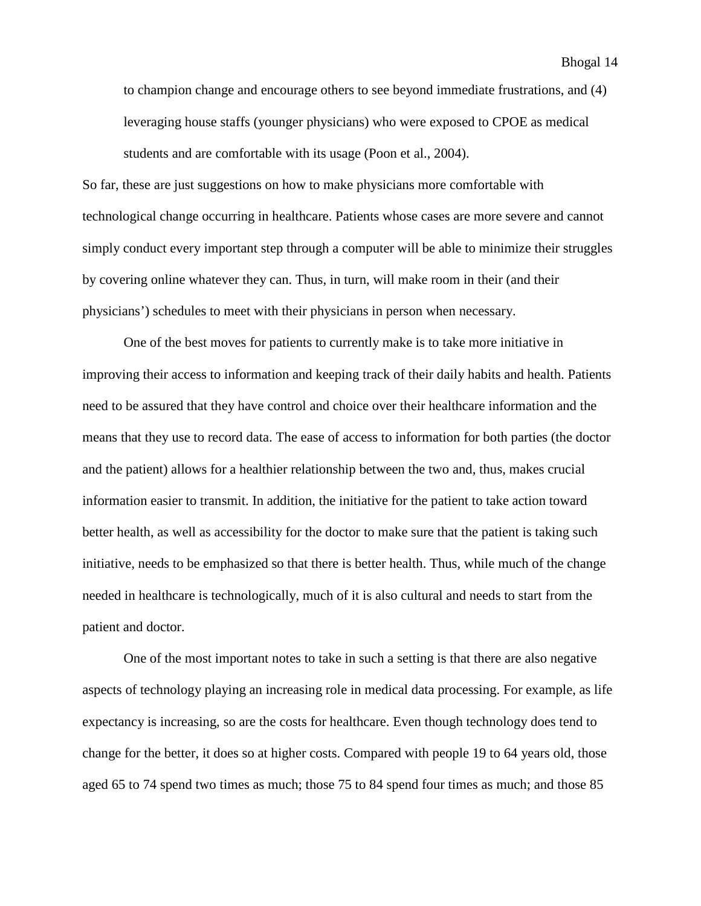to champion change and encourage others to see beyond immediate frustrations, and (4) leveraging house staffs (younger physicians) who were exposed to CPOE as medical students and are comfortable with its usage (Poon et al., 2004).

So far, these are just suggestions on how to make physicians more comfortable with technological change occurring in healthcare. Patients whose cases are more severe and cannot simply conduct every important step through a computer will be able to minimize their struggles by covering online whatever they can. Thus, in turn, will make room in their (and their physicians') schedules to meet with their physicians in person when necessary.

One of the best moves for patients to currently make is to take more initiative in improving their access to information and keeping track of their daily habits and health. Patients need to be assured that they have control and choice over their healthcare information and the means that they use to record data. The ease of access to information for both parties (the doctor and the patient) allows for a healthier relationship between the two and, thus, makes crucial information easier to transmit. In addition, the initiative for the patient to take action toward better health, as well as accessibility for the doctor to make sure that the patient is taking such initiative, needs to be emphasized so that there is better health. Thus, while much of the change needed in healthcare is technologically, much of it is also cultural and needs to start from the patient and doctor.

One of the most important notes to take in such a setting is that there are also negative aspects of technology playing an increasing role in medical data processing. For example, as life expectancy is increasing, so are the costs for healthcare. Even though technology does tend to change for the better, it does so at higher costs. Compared with people 19 to 64 years old, those aged 65 to 74 spend two times as much; those 75 to 84 spend four times as much; and those 85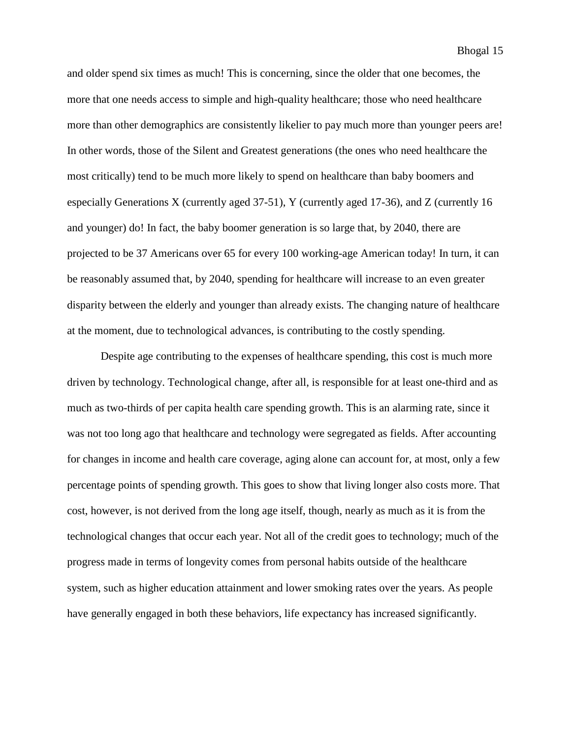and older spend six times as much! This is concerning, since the older that one becomes, the more that one needs access to simple and high-quality healthcare; those who need healthcare more than other demographics are consistently likelier to pay much more than younger peers are! In other words, those of the Silent and Greatest generations (the ones who need healthcare the most critically) tend to be much more likely to spend on healthcare than baby boomers and especially Generations X (currently aged 37-51), Y (currently aged 17-36), and Z (currently 16 and younger) do! In fact, the baby boomer generation is so large that, by 2040, there are projected to be 37 Americans over 65 for every 100 working-age American today! In turn, it can be reasonably assumed that, by 2040, spending for healthcare will increase to an even greater disparity between the elderly and younger than already exists. The changing nature of healthcare at the moment, due to technological advances, is contributing to the costly spending.

Despite age contributing to the expenses of healthcare spending, this cost is much more driven by technology. Technological change, after all, is responsible for at least one-third and as much as two-thirds of per capita health care spending growth. This is an alarming rate, since it was not too long ago that healthcare and technology were segregated as fields. After accounting for changes in income and health care coverage, aging alone can account for, at most, only a few percentage points of spending growth. This goes to show that living longer also costs more. That cost, however, is not derived from the long age itself, though, nearly as much as it is from the technological changes that occur each year. Not all of the credit goes to technology; much of the progress made in terms of longevity comes from personal habits outside of the healthcare system, such as higher education attainment and lower smoking rates over the years. As people have generally engaged in both these behaviors, life expectancy has increased significantly.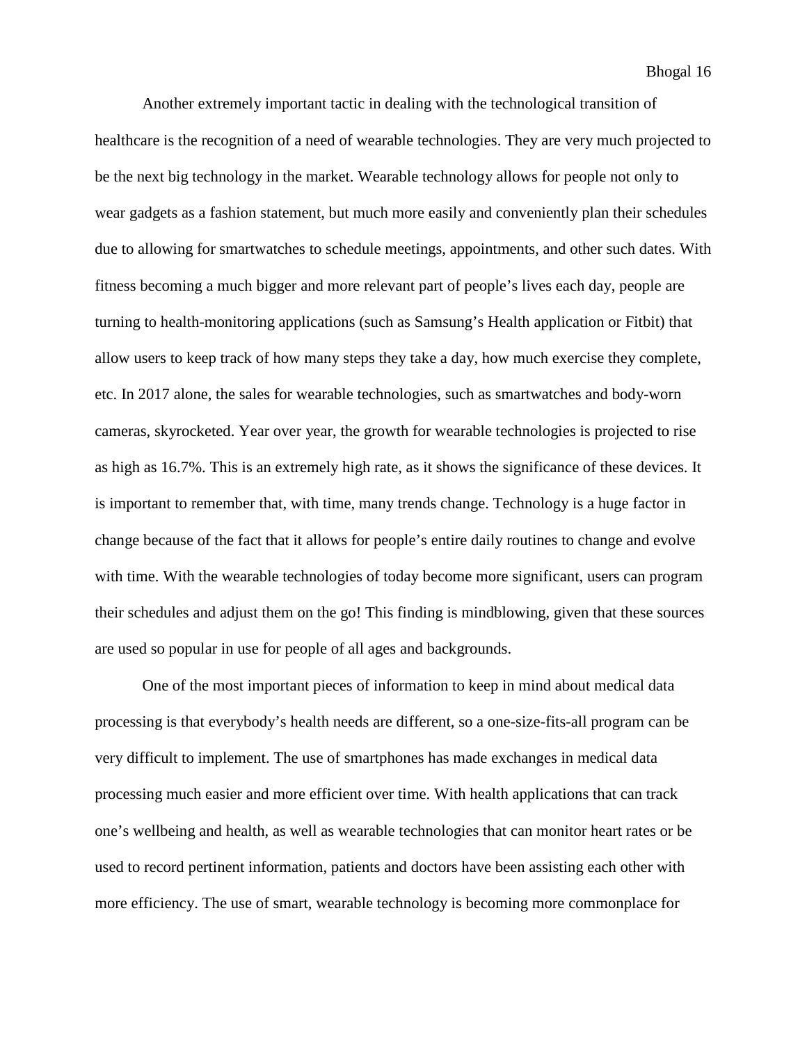Another extremely important tactic in dealing with the technological transition of healthcare is the recognition of a need of wearable technologies. They are very much projected to be the next big technology in the market. Wearable technology allows for people not only to wear gadgets as a fashion statement, but much more easily and conveniently plan their schedules due to allowing for smartwatches to schedule meetings, appointments, and other such dates. With fitness becoming a much bigger and more relevant part of people's lives each day, people are turning to health-monitoring applications (such as Samsung's Health application or Fitbit) that allow users to keep track of how many steps they take a day, how much exercise they complete, etc. In 2017 alone, the sales for wearable technologies, such as smartwatches and body-worn cameras, skyrocketed. Year over year, the growth for wearable technologies is projected to rise as high as 16.7%. This is an extremely high rate, as it shows the significance of these devices. It is important to remember that, with time, many trends change. Technology is a huge factor in change because of the fact that it allows for people's entire daily routines to change and evolve with time. With the wearable technologies of today become more significant, users can program their schedules and adjust them on the go! This finding is mindblowing, given that these sources are used so popular in use for people of all ages and backgrounds.

One of the most important pieces of information to keep in mind about medical data processing is that everybody's health needs are different, so a one-size-fits-all program can be very difficult to implement. The use of smartphones has made exchanges in medical data processing much easier and more efficient over time. With health applications that can track one's wellbeing and health, as well as wearable technologies that can monitor heart rates or be used to record pertinent information, patients and doctors have been assisting each other with more efficiency. The use of smart, wearable technology is becoming more commonplace for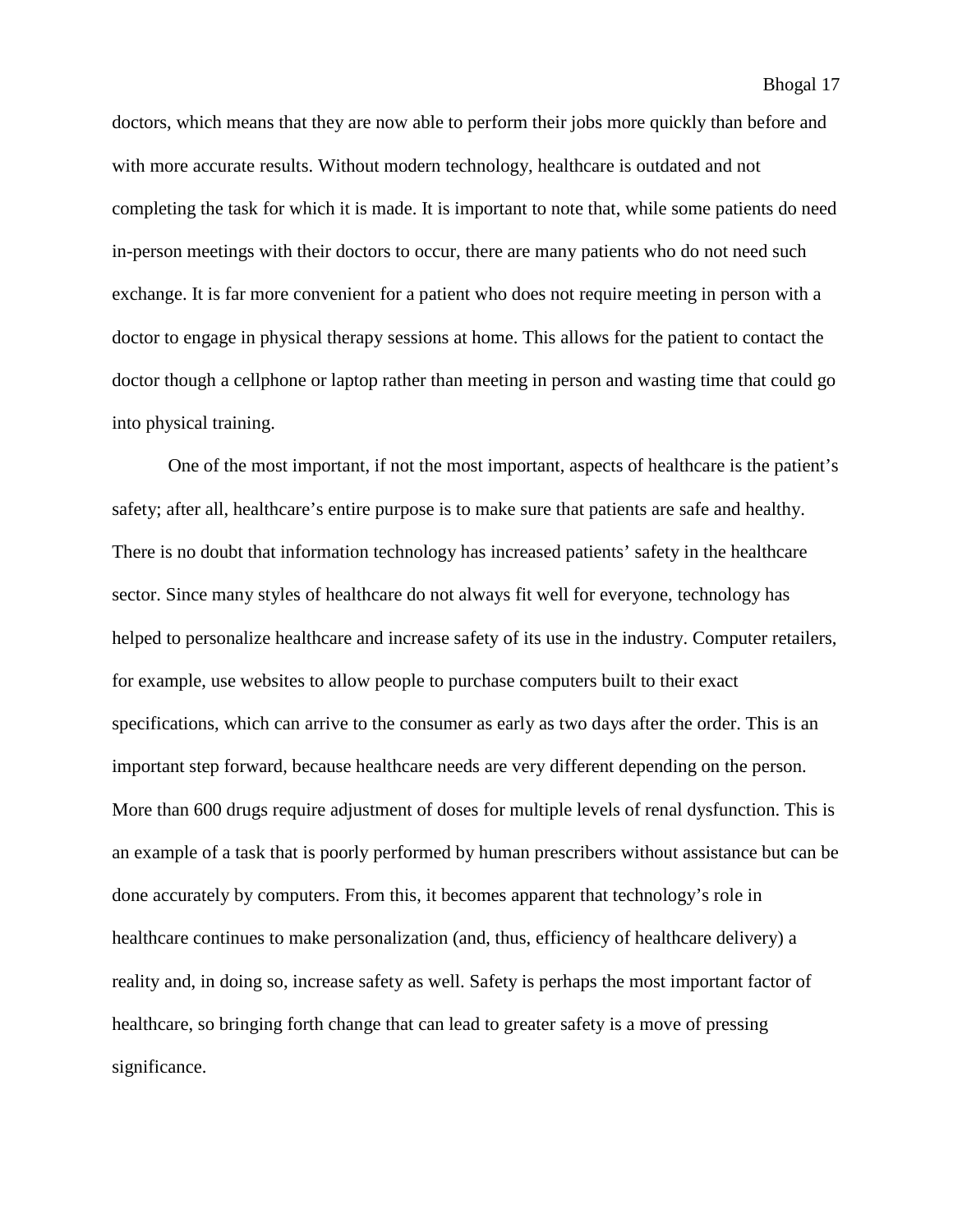doctors, which means that they are now able to perform their jobs more quickly than before and with more accurate results. Without modern technology, healthcare is outdated and not completing the task for which it is made. It is important to note that, while some patients do need in-person meetings with their doctors to occur, there are many patients who do not need such exchange. It is far more convenient for a patient who does not require meeting in person with a doctor to engage in physical therapy sessions at home. This allows for the patient to contact the doctor though a cellphone or laptop rather than meeting in person and wasting time that could go into physical training.

One of the most important, if not the most important, aspects of healthcare is the patient's safety; after all, healthcare's entire purpose is to make sure that patients are safe and healthy. There is no doubt that information technology has increased patients' safety in the healthcare sector. Since many styles of healthcare do not always fit well for everyone, technology has helped to personalize healthcare and increase safety of its use in the industry. Computer retailers, for example, use websites to allow people to purchase computers built to their exact specifications, which can arrive to the consumer as early as two days after the order. This is an important step forward, because healthcare needs are very different depending on the person. More than 600 drugs require adjustment of doses for multiple levels of renal dysfunction. This is an example of a task that is poorly performed by human prescribers without assistance but can be done accurately by computers. From this, it becomes apparent that technology's role in healthcare continues to make personalization (and, thus, efficiency of healthcare delivery) a reality and, in doing so, increase safety as well. Safety is perhaps the most important factor of healthcare, so bringing forth change that can lead to greater safety is a move of pressing significance.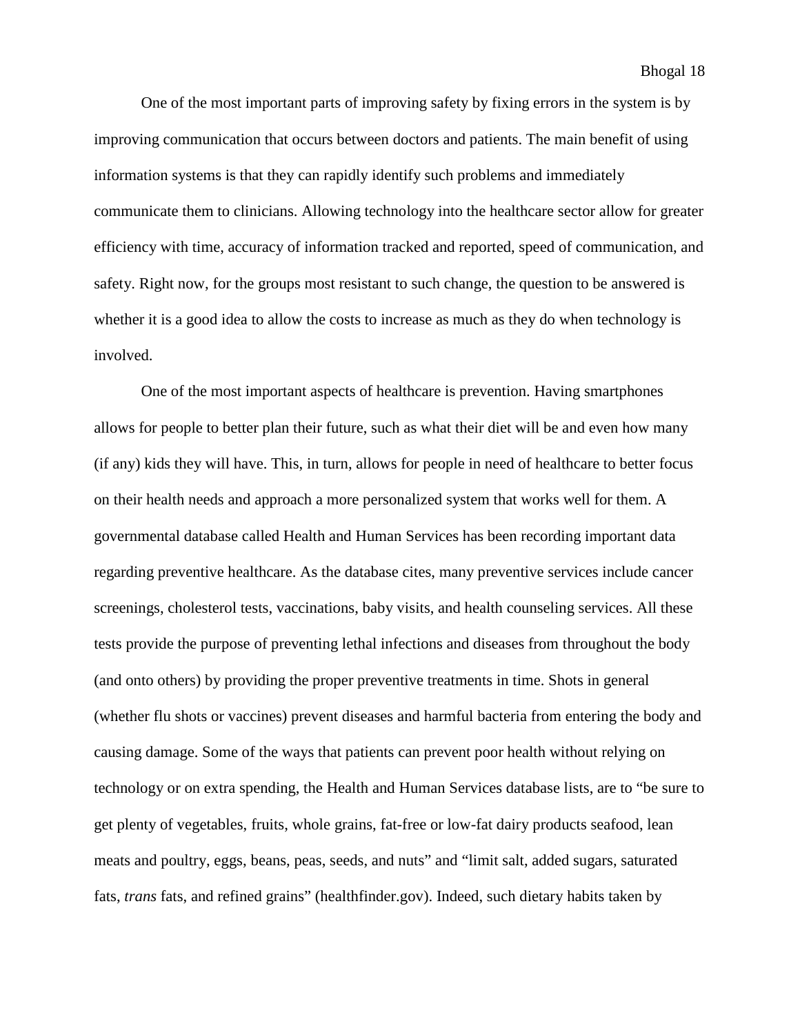One of the most important parts of improving safety by fixing errors in the system is by improving communication that occurs between doctors and patients. The main benefit of using information systems is that they can rapidly identify such problems and immediately communicate them to clinicians. Allowing technology into the healthcare sector allow for greater efficiency with time, accuracy of information tracked and reported, speed of communication, and safety. Right now, for the groups most resistant to such change, the question to be answered is whether it is a good idea to allow the costs to increase as much as they do when technology is involved.

One of the most important aspects of healthcare is prevention. Having smartphones allows for people to better plan their future, such as what their diet will be and even how many (if any) kids they will have. This, in turn, allows for people in need of healthcare to better focus on their health needs and approach a more personalized system that works well for them. A governmental database called Health and Human Services has been recording important data regarding preventive healthcare. As the database cites, many preventive services include cancer screenings, cholesterol tests, vaccinations, baby visits, and health counseling services. All these tests provide the purpose of preventing lethal infections and diseases from throughout the body (and onto others) by providing the proper preventive treatments in time. Shots in general (whether flu shots or vaccines) prevent diseases and harmful bacteria from entering the body and causing damage. Some of the ways that patients can prevent poor health without relying on technology or on extra spending, the Health and Human Services database lists, are to "be sure to get plenty of vegetables, fruits, whole grains, fat-free or low-fat dairy products seafood, lean meats and poultry, eggs, beans, peas, seeds, and nuts" and "limit salt, added sugars, saturated fats, *trans* fats, and refined grains" (healthfinder.gov). Indeed, such dietary habits taken by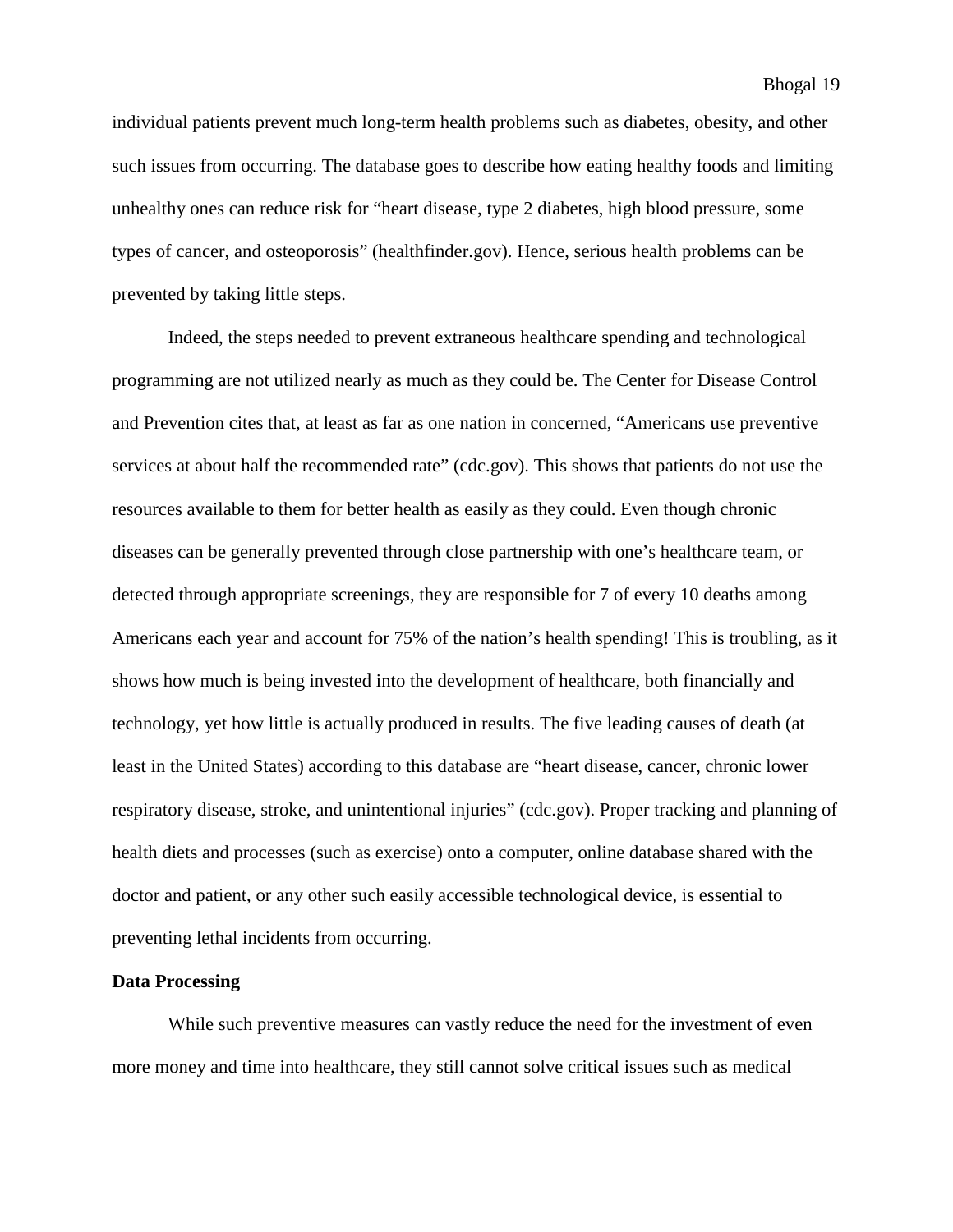individual patients prevent much long-term health problems such as diabetes, obesity, and other such issues from occurring. The database goes to describe how eating healthy foods and limiting unhealthy ones can reduce risk for "heart disease, type 2 diabetes, high blood pressure, some types of cancer, and osteoporosis" (healthfinder.gov). Hence, serious health problems can be prevented by taking little steps.

Indeed, the steps needed to prevent extraneous healthcare spending and technological programming are not utilized nearly as much as they could be. The Center for Disease Control and Prevention cites that, at least as far as one nation in concerned, "Americans use preventive services at about half the recommended rate" (cdc.gov). This shows that patients do not use the resources available to them for better health as easily as they could. Even though chronic diseases can be generally prevented through close partnership with one's healthcare team, or detected through appropriate screenings, they are responsible for 7 of every 10 deaths among Americans each year and account for 75% of the nation's health spending! This is troubling, as it shows how much is being invested into the development of healthcare, both financially and technology, yet how little is actually produced in results. The five leading causes of death (at least in the United States) according to this database are "heart disease, cancer, chronic lower respiratory disease, stroke, and unintentional injuries" (cdc.gov). Proper tracking and planning of health diets and processes (such as exercise) onto a computer, online database shared with the doctor and patient, or any other such easily accessible technological device, is essential to preventing lethal incidents from occurring.

**Data Processing**

While such preventive measures can vastly reduce the need for the investment of even more money and time into healthcare, they still cannot solve critical issues such as medical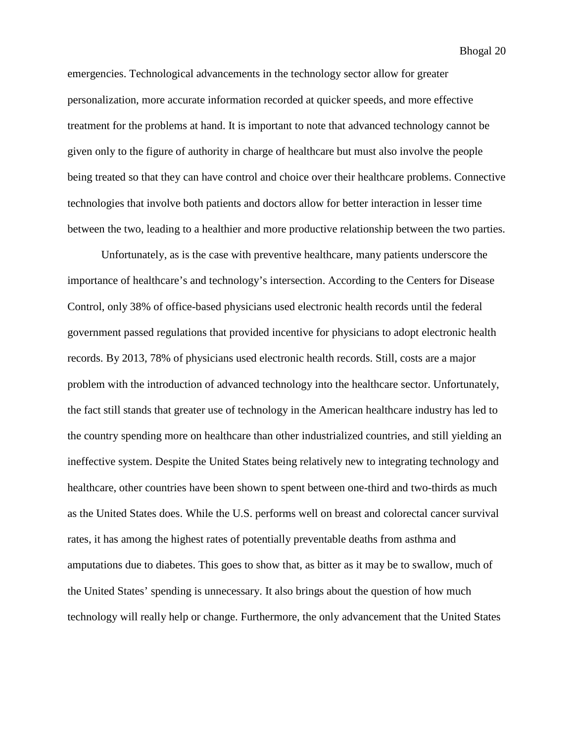emergencies. Technological advancements in the technology sector allow for greater personalization, more accurate information recorded at quicker speeds, and more effective treatment for the problems at hand. It is important to note that advanced technology cannot be given only to the figure of authority in charge of healthcare but must also involve the people being treated so that they can have control and choice over their healthcare problems. Connective technologies that involve both patients and doctors allow for better interaction in lesser time between the two, leading to a healthier and more productive relationship between the two parties.

Unfortunately, as is the case with preventive healthcare, many patients underscore the importance of healthcare's and technology's intersection. According to the Centers for Disease Control, only 38% of office-based physicians used electronic health records until the federal government passed regulations that provided incentive for physicians to adopt electronic health records. By 2013, 78% of physicians used electronic health records. Still, costs are a major problem with the introduction of advanced technology into the healthcare sector. Unfortunately, the fact still stands that greater use of technology in the American healthcare industry has led to the country spending more on healthcare than other industrialized countries, and still yielding an ineffective system. Despite the United States being relatively new to integrating technology and healthcare, other countries have been shown to spent between one-third and two-thirds as much as the United States does. While the U.S. performs well on breast and colorectal cancer survival rates, it has among the highest rates of potentially preventable deaths from asthma and amputations due to diabetes. This goes to show that, as bitter as it may be to swallow, much of the United States' spending is unnecessary. It also brings about the question of how much technology will really help or change. Furthermore, the only advancement that the United States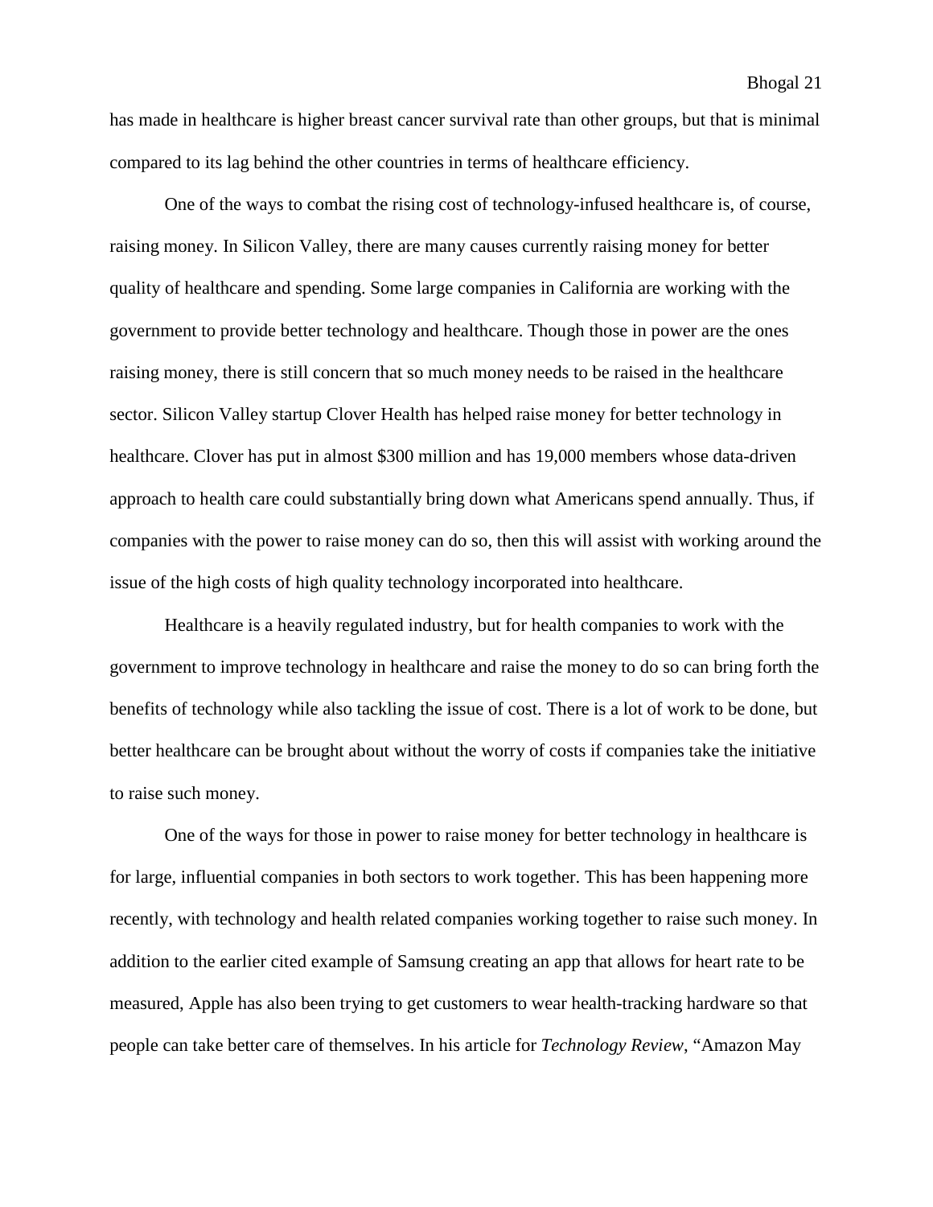has made in healthcare is higher breast cancer survival rate than other groups, but that is minimal compared to its lag behind the other countries in terms of healthcare efficiency.

One of the ways to combat the rising cost of technology-infused healthcare is, of course, raising money. In Silicon Valley, there are many causes currently raising money for better quality of healthcare and spending. Some large companies in California are working with the government to provide better technology and healthcare. Though those in power are the ones raising money, there is still concern that so much money needs to be raised in the healthcare sector. Silicon Valley startup Clover Health has helped raise money for better technology in healthcare. Clover has put in almost $300 million and has 19,000 members whose data-driven approach to health care could substantially bring down what Americans spend annually. Thus, if companies with the power to raise money can do so, then this will assist with working around the issue of the high costs of high quality technology incorporated into healthcare.

Healthcare is a heavily regulated industry, but for health companies to work with the government to improve technology in healthcare and raise the money to do so can bring forth the benefits of technology while also tackling the issue of cost. There is a lot of work to be done, but better healthcare can be brought about without the worry of costs if companies take the initiative to raise such money.

One of the ways for those in power to raise money for better technology in healthcare is for large, influential companies in both sectors to work together. This has been happening more recently, with technology and health related companies working together to raise such money. In addition to the earlier cited example of Samsung creating an app that allows for heart rate to be measured, Apple has also been trying to get customers to wear health-tracking hardware so that people can take better care of themselves. In his article for *Technology Review*, "Amazon May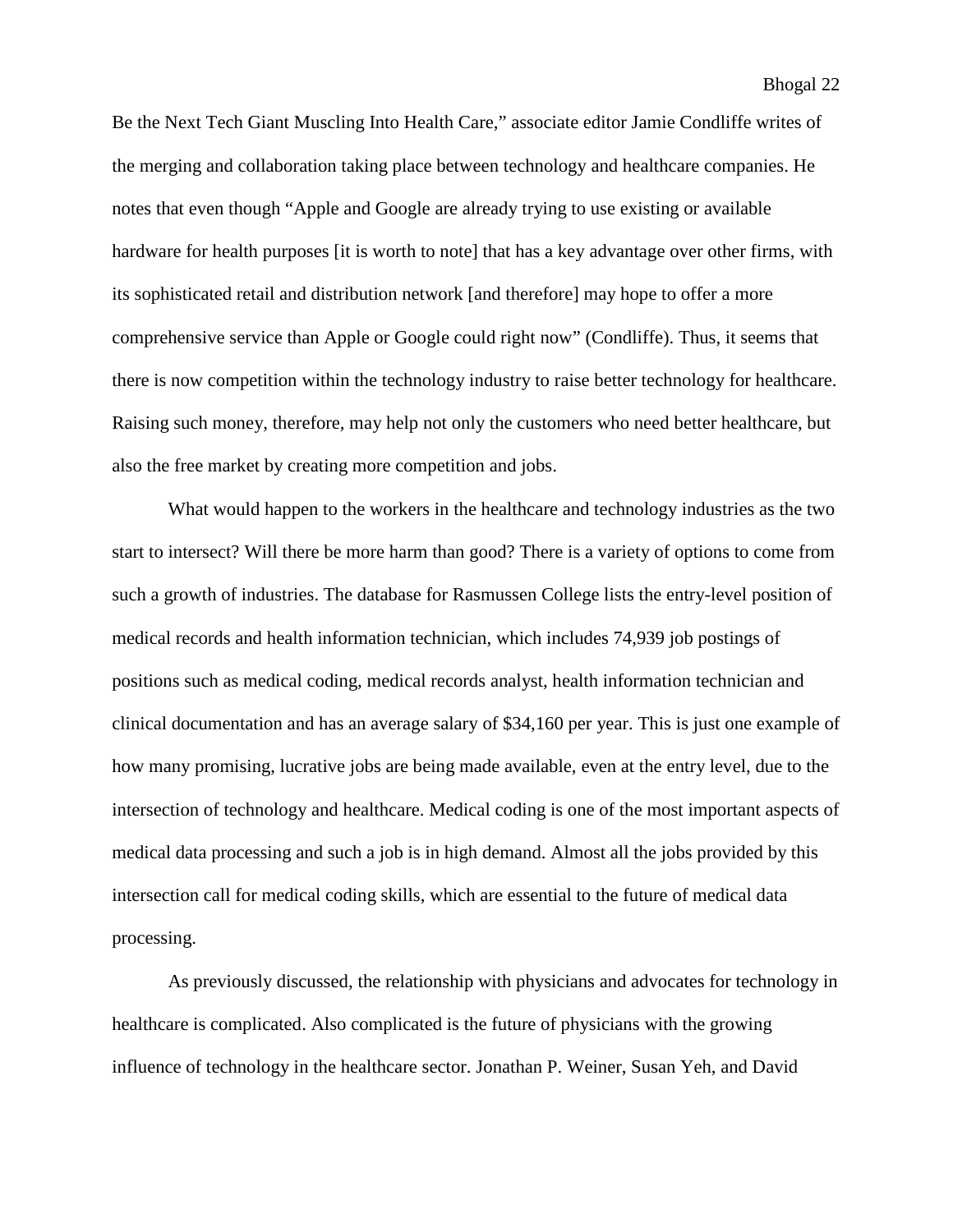Be the Next Tech Giant Muscling Into Health Care," associate editor Jamie Condliffe writes of the merging and collaboration taking place between technology and healthcare companies. He notes that even though "Apple and Google are already trying to use existing or available hardware for health purposes [it is worth to note] that has a key advantage over other firms, with its sophisticated retail and distribution network [and therefore] may hope to offer a more comprehensive service than Apple or Google could right now" (Condliffe). Thus, it seems that there is now competition within the technology industry to raise better technology for healthcare. Raising such money, therefore, may help not only the customers who need better healthcare, but also the free market by creating more competition and jobs.

What would happen to the workers in the healthcare and technology industries as the two start to intersect? Will there be more harm than good? There is a variety of options to come from such a growth of industries. The database for Rasmussen College lists the entry-level position of medical records and health information technician, which includes 74,939 job postings of positions such as medical coding, medical records analyst, health information technician and clinical documentation and has an average salary of $34,160 per year. This is just one example of how many promising, lucrative jobs are being made available, even at the entry level, due to the intersection of technology and healthcare. Medical coding is one of the most important aspects of medical data processing and such a job is in high demand. Almost all the jobs provided by this intersection call for medical coding skills, which are essential to the future of medical data processing.

As previously discussed, the relationship with physicians and advocates for technology in healthcare is complicated. Also complicated is the future of physicians with the growing influence of technology in the healthcare sector. Jonathan P. Weiner, Susan Yeh, and David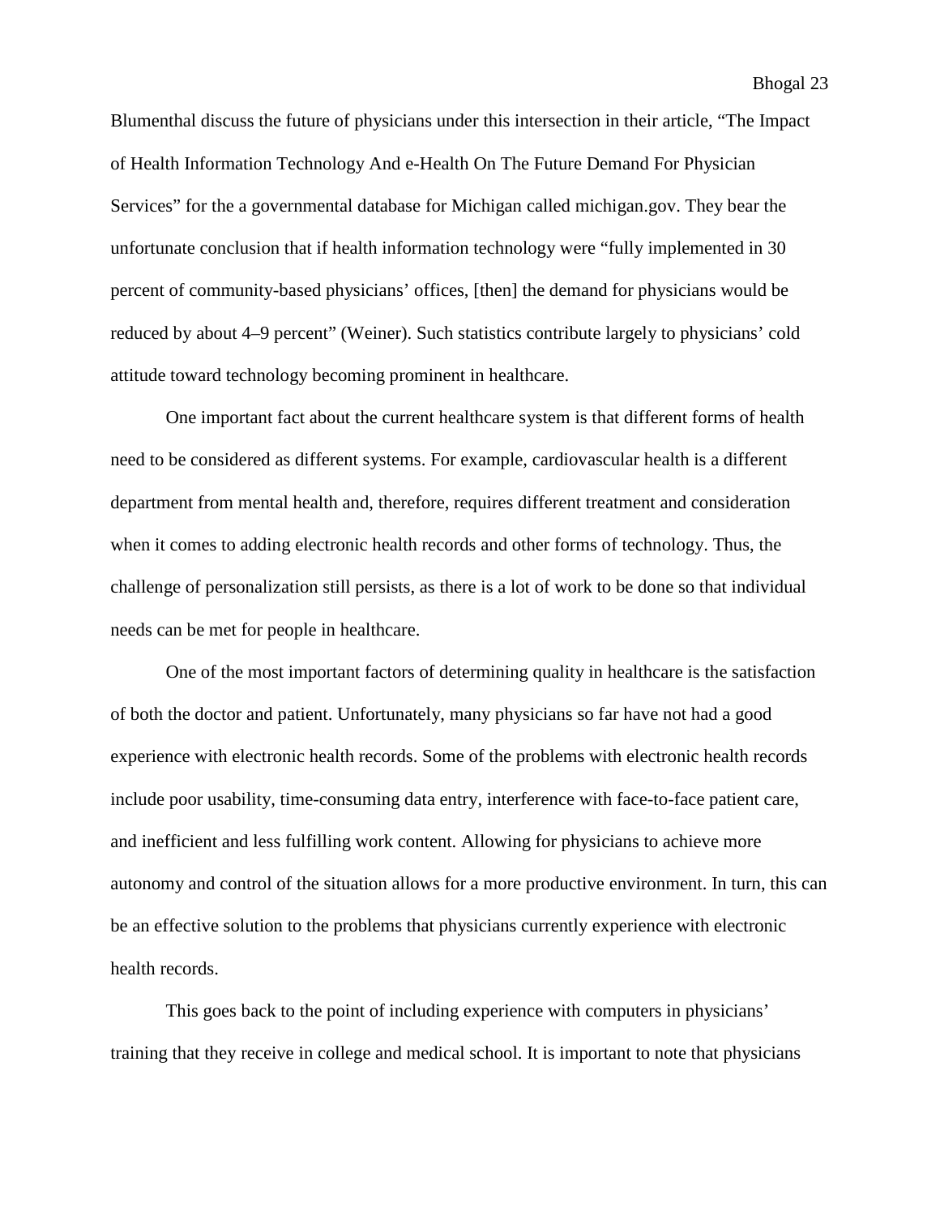Blumenthal discuss the future of physicians under this intersection in their article, "The Impact of Health Information Technology And e-Health On The Future Demand For Physician Services" for the a governmental database for Michigan called michigan.gov. They bear the unfortunate conclusion that if health information technology were "fully implemented in 30 percent of community-based physicians' offices, [then] the demand for physicians would be reduced by about 4–9 percent" (Weiner). Such statistics contribute largely to physicians' cold attitude toward technology becoming prominent in healthcare.

One important fact about the current healthcare system is that different forms of health need to be considered as different systems. For example, cardiovascular health is a different department from mental health and, therefore, requires different treatment and consideration when it comes to adding electronic health records and other forms of technology. Thus, the challenge of personalization still persists, as there is a lot of work to be done so that individual needs can be met for people in healthcare.

One of the most important factors of determining quality in healthcare is the satisfaction of both the doctor and patient. Unfortunately, many physicians so far have not had a good experience with electronic health records. Some of the problems with electronic health records include poor usability, time-consuming data entry, interference with face-to-face patient care, and inefficient and less fulfilling work content. Allowing for physicians to achieve more autonomy and control of the situation allows for a more productive environment. In turn, this can be an effective solution to the problems that physicians currently experience with electronic health records.

This goes back to the point of including experience with computers in physicians' training that they receive in college and medical school. It is important to note that physicians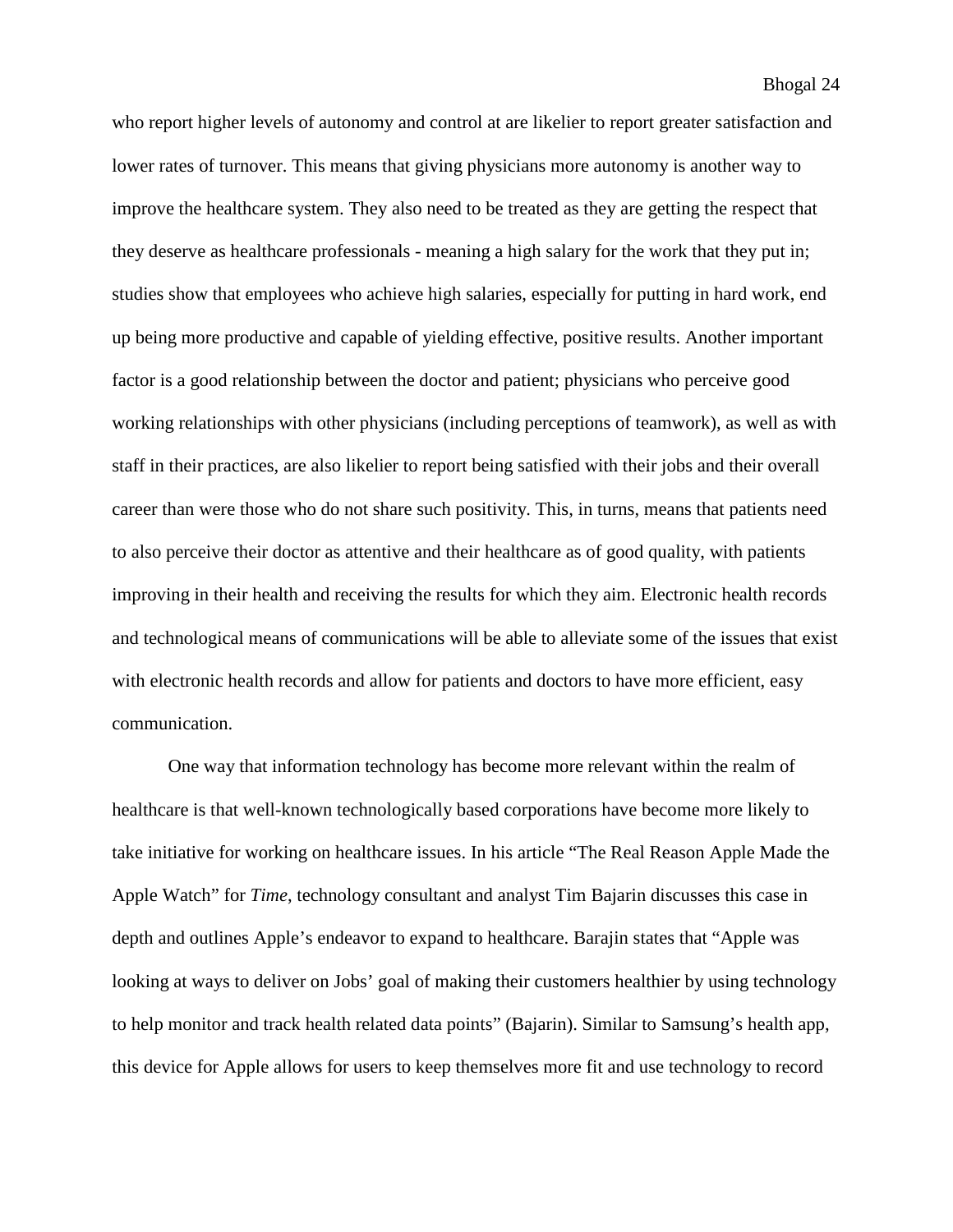who report higher levels of autonomy and control at are likelier to report greater satisfaction and lower rates of turnover. This means that giving physicians more autonomy is another way to improve the healthcare system. They also need to be treated as they are getting the respect that they deserve as healthcare professionals - meaning a high salary for the work that they put in; studies show that employees who achieve high salaries, especially for putting in hard work, end up being more productive and capable of yielding effective, positive results. Another important factor is a good relationship between the doctor and patient; physicians who perceive good working relationships with other physicians (including perceptions of teamwork), as well as with staff in their practices, are also likelier to report being satisfied with their jobs and their overall career than were those who do not share such positivity. This, in turns, means that patients need to also perceive their doctor as attentive and their healthcare as of good quality, with patients improving in their health and receiving the results for which they aim. Electronic health records and technological means of communications will be able to alleviate some of the issues that exist with electronic health records and allow for patients and doctors to have more efficient, easy communication.

One way that information technology has become more relevant within the realm of healthcare is that well-known technologically based corporations have become more likely to take initiative for working on healthcare issues. In his article "The Real Reason Apple Made the Apple Watch" for *Time*, technology consultant and analyst Tim Bajarin discusses this case in depth and outlines Apple's endeavor to expand to healthcare. Barajin states that "Apple was looking at ways to deliver on Jobs' goal of making their customers healthier by using technology to help monitor and track health related data points" (Bajarin). Similar to Samsung's health app, this device for Apple allows for users to keep themselves more fit and use technology to record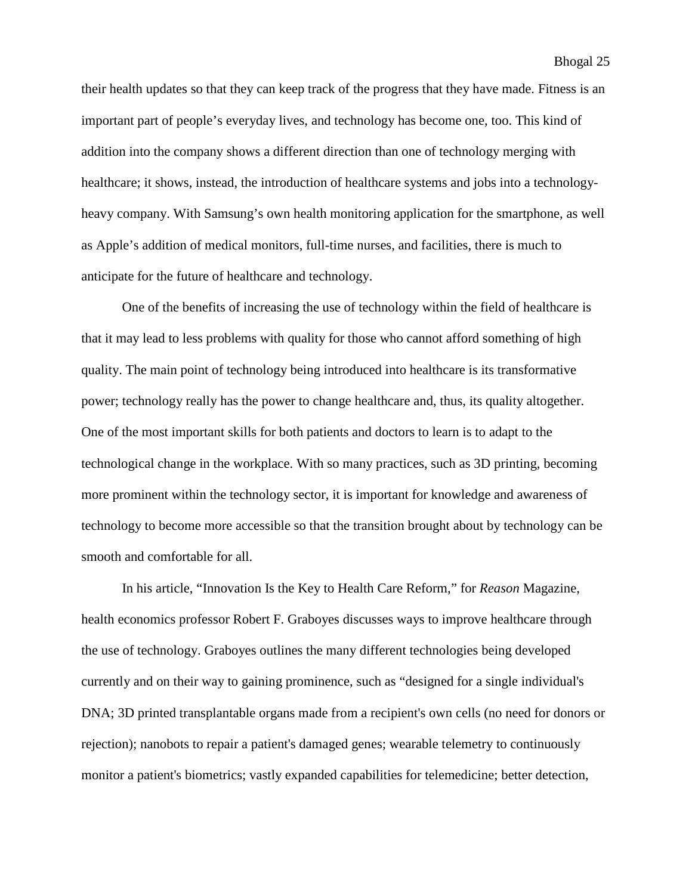their health updates so that they can keep track of the progress that they have made. Fitness is an important part of people's everyday lives, and technology has become one, too. This kind of addition into the company shows a different direction than one of technology merging with healthcare; it shows, instead, the introduction of healthcare systems and jobs into a technology-heavy company. With Samsung's own health monitoring application for the smartphone, as well as Apple's addition of medical monitors, full-time nurses, and facilities, there is much to anticipate for the future of healthcare and technology.

One of the benefits of increasing the use of technology within the field of healthcare is that it may lead to less problems with quality for those who cannot afford something of high quality. The main point of technology being introduced into healthcare is its transformative power; technology really has the power to change healthcare and, thus, its quality altogether. One of the most important skills for both patients and doctors to learn is to adapt to the technological change in the workplace. With so many practices, such as 3D printing, becoming more prominent within the technology sector, it is important for knowledge and awareness of technology to become more accessible so that the transition brought about by technology can be smooth and comfortable for all.

In his article, "Innovation Is the Key to Health Care Reform," for *Reason* Magazine, health economics professor Robert F. Graboyes discusses ways to improve healthcare through the use of technology. Graboyes outlines the many different technologies being developed currently and on their way to gaining prominence, such as "designed for a single individual's DNA; 3D printed transplantable organs made from a recipient's own cells (no need for donors or rejection); nanobots to repair a patient's damaged genes; wearable telemetry to continuously monitor a patient's biometrics; vastly expanded capabilities for telemedicine; better detection,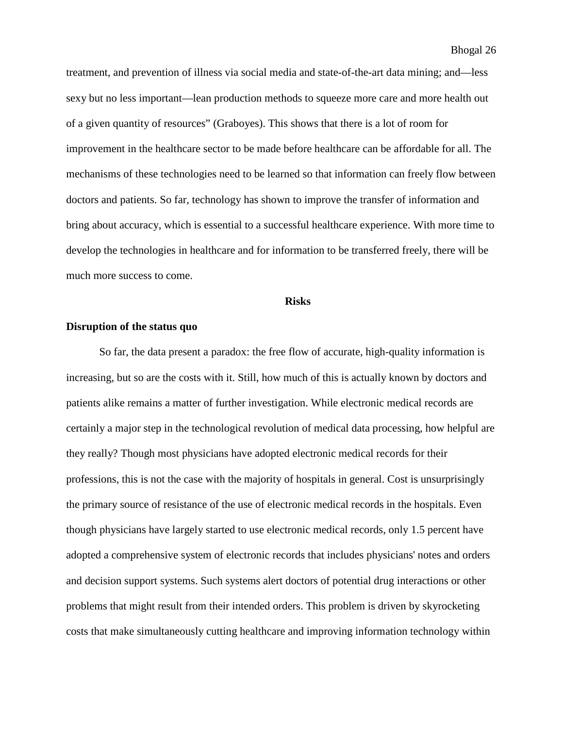treatment, and prevention of illness via social media and state-of-the-art data mining; and—less sexy but no less important—lean production methods to squeeze more care and more health out of a given quantity of resources" (Graboyes). This shows that there is a lot of room for improvement in the healthcare sector to be made before healthcare can be affordable for all. The mechanisms of these technologies need to be learned so that information can freely flow between doctors and patients. So far, technology has shown to improve the transfer of information and bring about accuracy, which is essential to a successful healthcare experience. With more time to develop the technologies in healthcare and for information to be transferred freely, there will be much more success to come.

## Risks

### Disruption of the status quo

So far, the data present a paradox: the free flow of accurate, high-quality information is increasing, but so are the costs with it. Still, how much of this is actually known by doctors and patients alike remains a matter of further investigation. While electronic medical records are certainly a major step in the technological revolution of medical data processing, how helpful are they really? Though most physicians have adopted electronic medical records for their professions, this is not the case with the majority of hospitals in general. Cost is unsurprisingly the primary source of resistance of the use of electronic medical records in the hospitals. Even though physicians have largely started to use electronic medical records, only 1.5 percent have adopted a comprehensive system of electronic records that includes physicians' notes and orders and decision support systems. Such systems alert doctors of potential drug interactions or other problems that might result from their intended orders. This problem is driven by skyrocketing costs that make simultaneously cutting healthcare and improving information technology within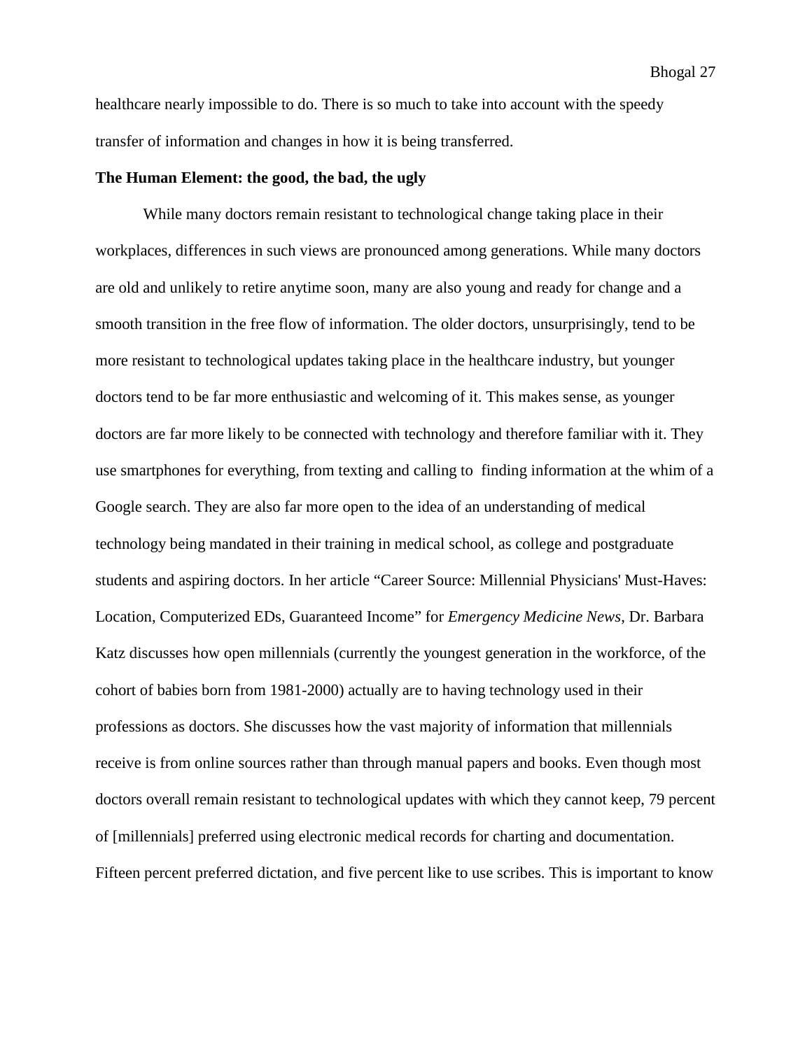healthcare nearly impossible to do. There is so much to take into account with the speedy transfer of information and changes in how it is being transferred.

**The Human Element: the good, the bad, the ugly**

While many doctors remain resistant to technological change taking place in their workplaces, differences in such views are pronounced among generations. While many doctors are old and unlikely to retire anytime soon, many are also young and ready for change and a smooth transition in the free flow of information. The older doctors, unsurprisingly, tend to be more resistant to technological updates taking place in the healthcare industry, but younger doctors tend to be far more enthusiastic and welcoming of it. This makes sense, as younger doctors are far more likely to be connected with technology and therefore familiar with it. They use smartphones for everything, from texting and calling to finding information at the whim of a Google search. They are also far more open to the idea of an understanding of medical technology being mandated in their training in medical school, as college and postgraduate students and aspiring doctors. In her article "Career Source: Millennial Physicians' Must-Haves: Location, Computerized EDs, Guaranteed Income" for *Emergency Medicine News*, Dr. Barbara Katz discusses how open millennials (currently the youngest generation in the workforce, of the cohort of babies born from 1981-2000) actually are to having technology used in their professions as doctors. She discusses how the vast majority of information that millennials receive is from online sources rather than through manual papers and books. Even though most doctors overall remain resistant to technological updates with which they cannot keep, 79 percent of [millennials] preferred using electronic medical records for charting and documentation. Fifteen percent preferred dictation, and five percent like to use scribes. This is important to know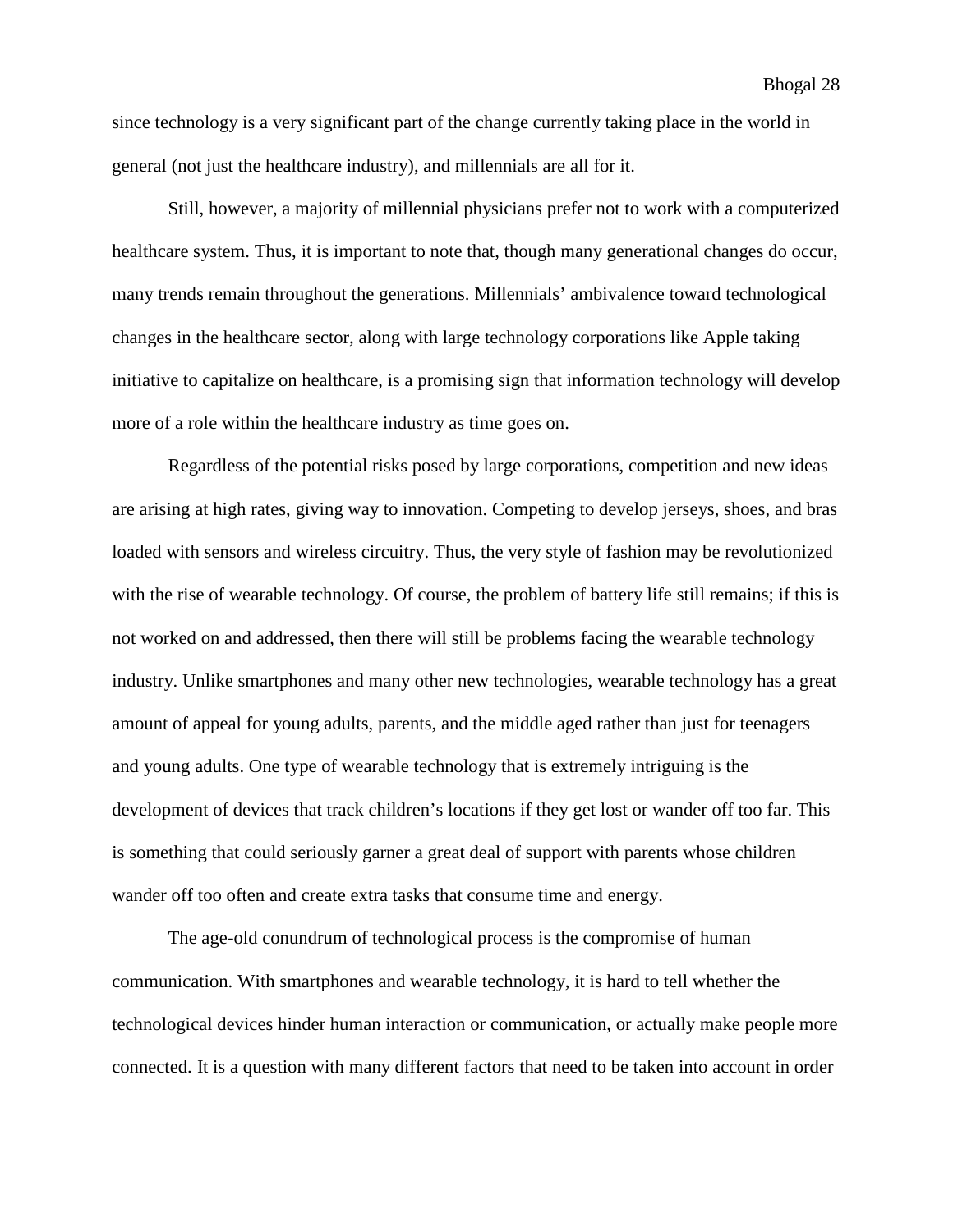since technology is a very significant part of the change currently taking place in the world in general (not just the healthcare industry), and millennials are all for it.

Still, however, a majority of millennial physicians prefer not to work with a computerized healthcare system. Thus, it is important to note that, though many generational changes do occur, many trends remain throughout the generations. Millennials' ambivalence toward technological changes in the healthcare sector, along with large technology corporations like Apple taking initiative to capitalize on healthcare, is a promising sign that information technology will develop more of a role within the healthcare industry as time goes on.

Regardless of the potential risks posed by large corporations, competition and new ideas are arising at high rates, giving way to innovation. Competing to develop jerseys, shoes, and bras loaded with sensors and wireless circuitry. Thus, the very style of fashion may be revolutionized with the rise of wearable technology. Of course, the problem of battery life still remains; if this is not worked on and addressed, then there will still be problems facing the wearable technology industry. Unlike smartphones and many other new technologies, wearable technology has a great amount of appeal for young adults, parents, and the middle aged rather than just for teenagers and young adults. One type of wearable technology that is extremely intriguing is the development of devices that track children's locations if they get lost or wander off too far. This is something that could seriously garner a great deal of support with parents whose children wander off too often and create extra tasks that consume time and energy.

The age-old conundrum of technological process is the compromise of human communication. With smartphones and wearable technology, it is hard to tell whether the technological devices hinder human interaction or communication, or actually make people more connected. It is a question with many different factors that need to be taken into account in order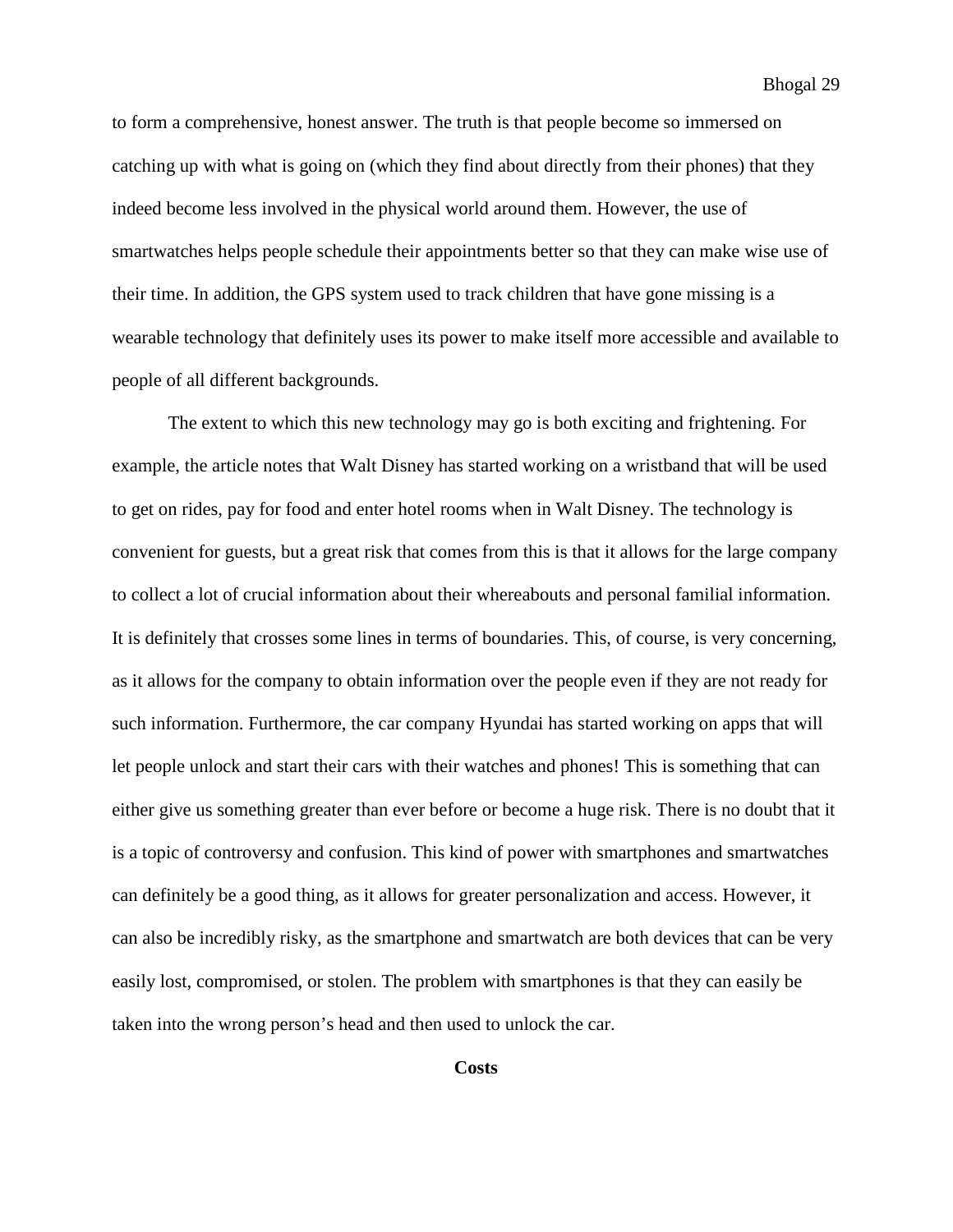to form a comprehensive, honest answer. The truth is that people become so immersed on catching up with what is going on (which they find about directly from their phones) that they indeed become less involved in the physical world around them. However, the use of smartwatches helps people schedule their appointments better so that they can make wise use of their time. In addition, the GPS system used to track children that have gone missing is a wearable technology that definitely uses its power to make itself more accessible and available to people of all different backgrounds.

The extent to which this new technology may go is both exciting and frightening. For example, the article notes that Walt Disney has started working on a wristband that will be used to get on rides, pay for food and enter hotel rooms when in Walt Disney. The technology is convenient for guests, but a great risk that comes from this is that it allows for the large company to collect a lot of crucial information about their whereabouts and personal familial information. It is definitely that crosses some lines in terms of boundaries. This, of course, is very concerning, as it allows for the company to obtain information over the people even if they are not ready for such information. Furthermore, the car company Hyundai has started working on apps that will let people unlock and start their cars with their watches and phones! This is something that can either give us something greater than ever before or become a huge risk. There is no doubt that it is a topic of controversy and confusion. This kind of power with smartphones and smartwatches can definitely be a good thing, as it allows for greater personalization and access. However, it can also be incredibly risky, as the smartphone and smartwatch are both devices that can be very easily lost, compromised, or stolen. The problem with smartphones is that they can easily be taken into the wrong person's head and then used to unlock the car.

## Costs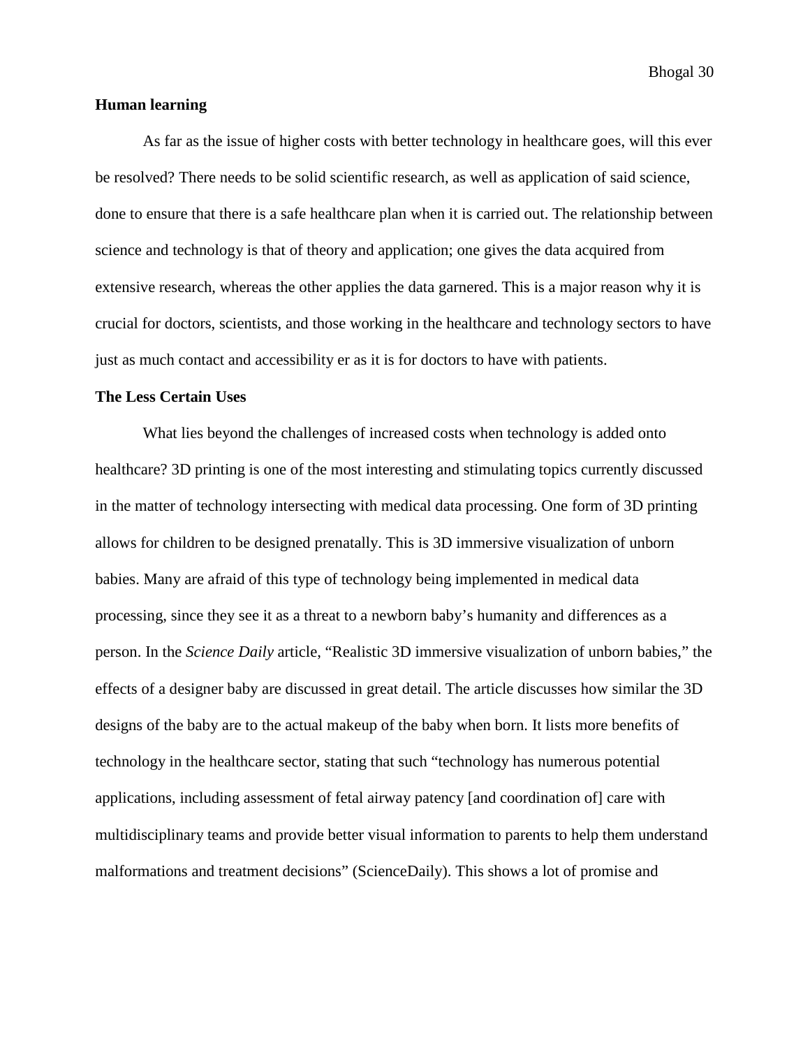### Human learning

As far as the issue of higher costs with better technology in healthcare goes, will this ever be resolved? There needs to be solid scientific research, as well as application of said science, done to ensure that there is a safe healthcare plan when it is carried out. The relationship between science and technology is that of theory and application; one gives the data acquired from extensive research, whereas the other applies the data garnered. This is a major reason why it is crucial for doctors, scientists, and those working in the healthcare and technology sectors to have just as much contact and accessibility er as it is for doctors to have with patients.

### The Less Certain Uses

What lies beyond the challenges of increased costs when technology is added onto healthcare? 3D printing is one of the most interesting and stimulating topics currently discussed in the matter of technology intersecting with medical data processing. One form of 3D printing allows for children to be designed prenatally. This is 3D immersive visualization of unborn babies. Many are afraid of this type of technology being implemented in medical data processing, since they see it as a threat to a newborn baby's humanity and differences as a person. In the *Science Daily* article, "Realistic 3D immersive visualization of unborn babies," the effects of a designer baby are discussed in great detail. The article discusses how similar the 3D designs of the baby are to the actual makeup of the baby when born. It lists more benefits of technology in the healthcare sector, stating that such "technology has numerous potential applications, including assessment of fetal airway patency [and coordination of] care with multidisciplinary teams and provide better visual information to parents to help them understand malformations and treatment decisions" (ScienceDaily). This shows a lot of promise and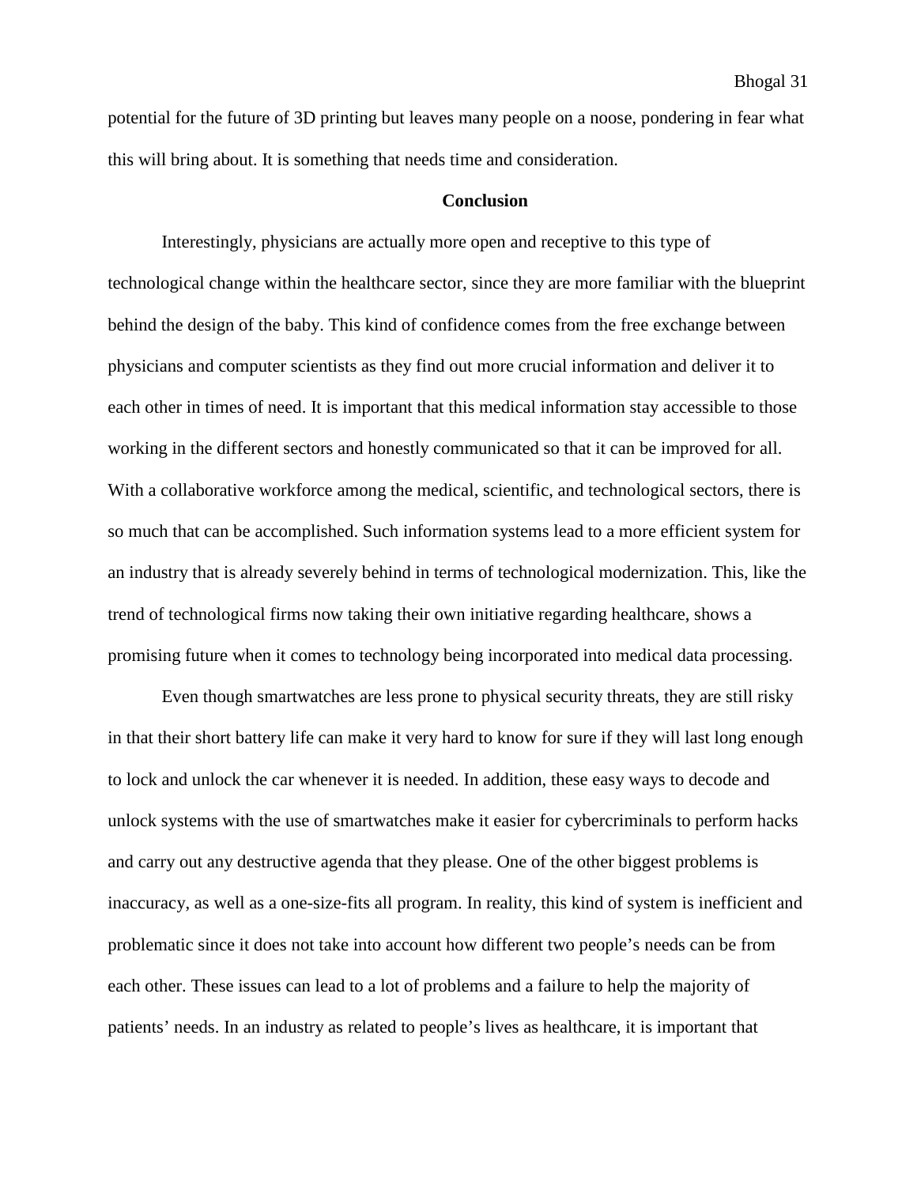potential for the future of 3D printing but leaves many people on a noose, pondering in fear what this will bring about. It is something that needs time and consideration.

## Conclusion

Interestingly, physicians are actually more open and receptive to this type of technological change within the healthcare sector, since they are more familiar with the blueprint behind the design of the baby. This kind of confidence comes from the free exchange between physicians and computer scientists as they find out more crucial information and deliver it to each other in times of need. It is important that this medical information stay accessible to those working in the different sectors and honestly communicated so that it can be improved for all. With a collaborative workforce among the medical, scientific, and technological sectors, there is so much that can be accomplished. Such information systems lead to a more efficient system for an industry that is already severely behind in terms of technological modernization. This, like the trend of technological firms now taking their own initiative regarding healthcare, shows a promising future when it comes to technology being incorporated into medical data processing.

Even though smartwatches are less prone to physical security threats, they are still risky in that their short battery life can make it very hard to know for sure if they will last long enough to lock and unlock the car whenever it is needed. In addition, these easy ways to decode and unlock systems with the use of smartwatches make it easier for cybercriminals to perform hacks and carry out any destructive agenda that they please. One of the other biggest problems is inaccuracy, as well as a one-size-fits all program. In reality, this kind of system is inefficient and problematic since it does not take into account how different two people's needs can be from each other. These issues can lead to a lot of problems and a failure to help the majority of patients' needs. In an industry as related to people's lives as healthcare, it is important that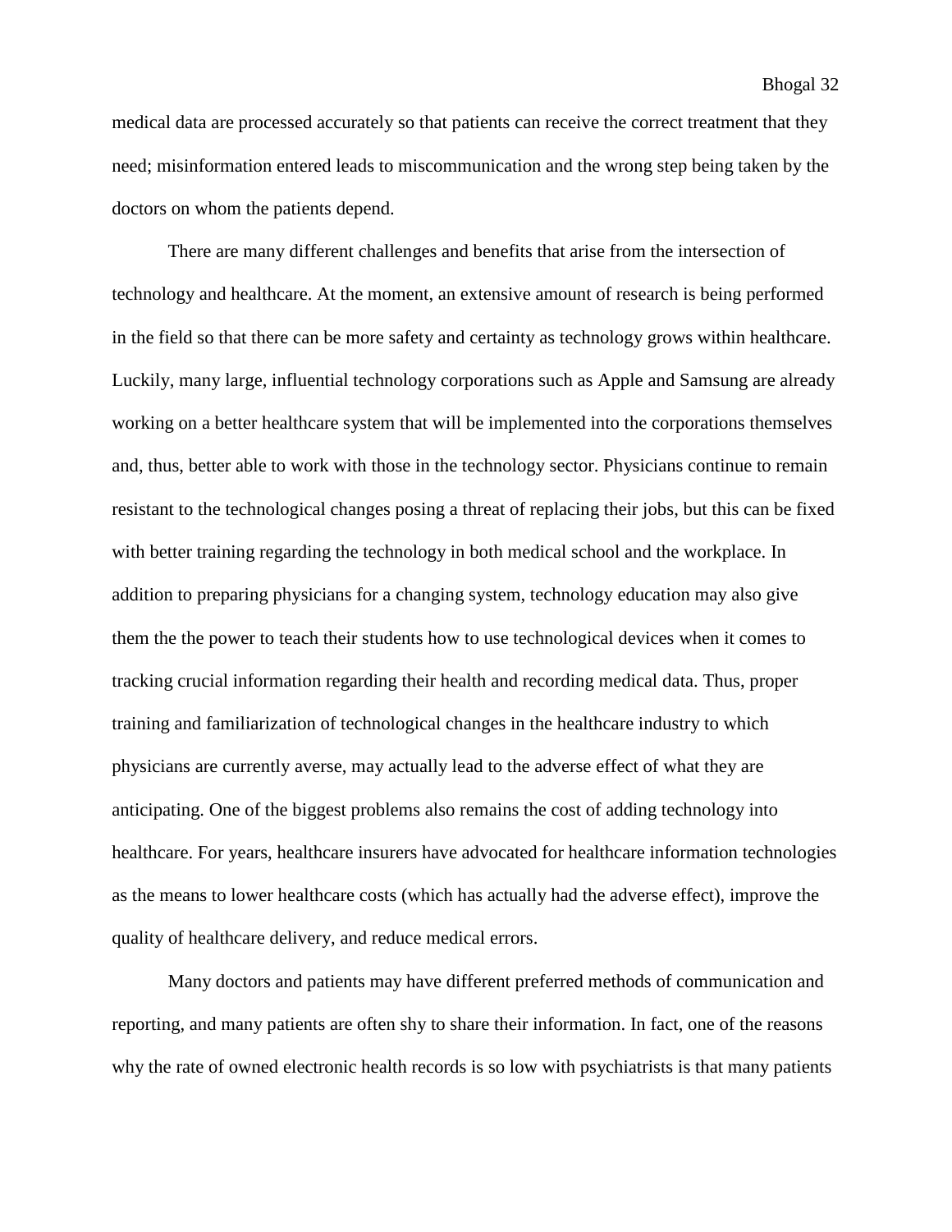medical data are processed accurately so that patients can receive the correct treatment that they need; misinformation entered leads to miscommunication and the wrong step being taken by the doctors on whom the patients depend.

There are many different challenges and benefits that arise from the intersection of technology and healthcare. At the moment, an extensive amount of research is being performed in the field so that there can be more safety and certainty as technology grows within healthcare. Luckily, many large, influential technology corporations such as Apple and Samsung are already working on a better healthcare system that will be implemented into the corporations themselves and, thus, better able to work with those in the technology sector. Physicians continue to remain resistant to the technological changes posing a threat of replacing their jobs, but this can be fixed with better training regarding the technology in both medical school and the workplace. In addition to preparing physicians for a changing system, technology education may also give them the the power to teach their students how to use technological devices when it comes to tracking crucial information regarding their health and recording medical data. Thus, proper training and familiarization of technological changes in the healthcare industry to which physicians are currently averse, may actually lead to the adverse effect of what they are anticipating. One of the biggest problems also remains the cost of adding technology into healthcare. For years, healthcare insurers have advocated for healthcare information technologies as the means to lower healthcare costs (which has actually had the adverse effect), improve the quality of healthcare delivery, and reduce medical errors.

Many doctors and patients may have different preferred methods of communication and reporting, and many patients are often shy to share their information. In fact, one of the reasons why the rate of owned electronic health records is so low with psychiatrists is that many patients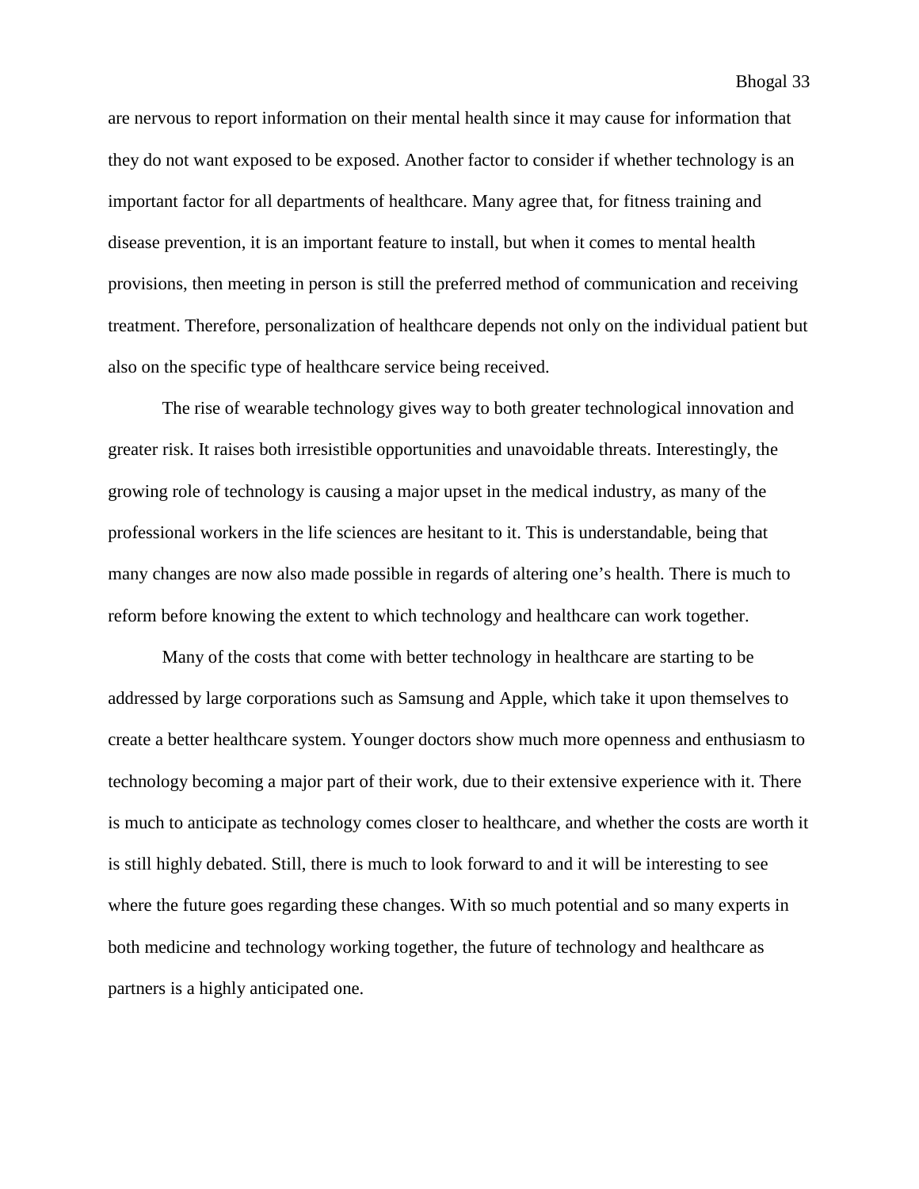are nervous to report information on their mental health since it may cause for information that they do not want exposed to be exposed. Another factor to consider if whether technology is an important factor for all departments of healthcare. Many agree that, for fitness training and disease prevention, it is an important feature to install, but when it comes to mental health provisions, then meeting in person is still the preferred method of communication and receiving treatment. Therefore, personalization of healthcare depends not only on the individual patient but also on the specific type of healthcare service being received.

The rise of wearable technology gives way to both greater technological innovation and greater risk. It raises both irresistible opportunities and unavoidable threats. Interestingly, the growing role of technology is causing a major upset in the medical industry, as many of the professional workers in the life sciences are hesitant to it. This is understandable, being that many changes are now also made possible in regards of altering one's health. There is much to reform before knowing the extent to which technology and healthcare can work together.

Many of the costs that come with better technology in healthcare are starting to be addressed by large corporations such as Samsung and Apple, which take it upon themselves to create a better healthcare system. Younger doctors show much more openness and enthusiasm to technology becoming a major part of their work, due to their extensive experience with it. There is much to anticipate as technology comes closer to healthcare, and whether the costs are worth it is still highly debated. Still, there is much to look forward to and it will be interesting to see where the future goes regarding these changes. With so much potential and so many experts in both medicine and technology working together, the future of technology and healthcare as partners is a highly anticipated one.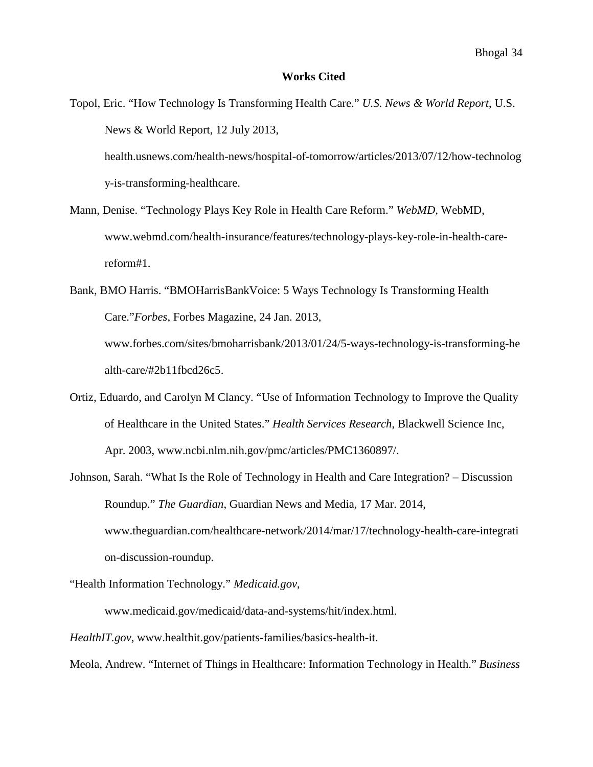## Works Cited

Topol, Eric. "How Technology Is Transforming Health Care." *U.S. News & World Report*, U.S. News & World Report, 12 July 2013, health.usnews.com/health-news/hospital-of-tomorrow/articles/2013/07/12/how-technology-is-transforming-healthcare.

Mann, Denise. "Technology Plays Key Role in Health Care Reform." *WebMD*, WebMD, www.webmd.com/health-insurance/features/technology-plays-key-role-in-health-care-reform#1.

Bank, BMO Harris. "BMOHarrisBankVoice: 5 Ways Technology Is Transforming Health Care."*Forbes*, Forbes Magazine, 24 Jan. 2013, www.forbes.com/sites/bmoharrisbank/2013/01/24/5-ways-technology-is-transforming-health-care/#2b11fbcd26c5.

Ortiz, Eduardo, and Carolyn M Clancy. "Use of Information Technology to Improve the Quality of Healthcare in the United States." *Health Services Research*, Blackwell Science Inc, Apr. 2003, www.ncbi.nlm.nih.gov/pmc/articles/PMC1360897/.

Johnson, Sarah. "What Is the Role of Technology in Health and Care Integration? – Discussion Roundup." *The Guardian*, Guardian News and Media, 17 Mar. 2014, www.theguardian.com/healthcare-network/2014/mar/17/technology-health-care-integration-discussion-roundup.

"Health Information Technology." *Medicaid.gov*, www.medicaid.gov/medicaid/data-and-systems/hit/index.html.

*HealthIT.gov*, www.healthit.gov/patients-families/basics-health-it.

Meola, Andrew. "Internet of Things in Healthcare: Information Technology in Health." *Business*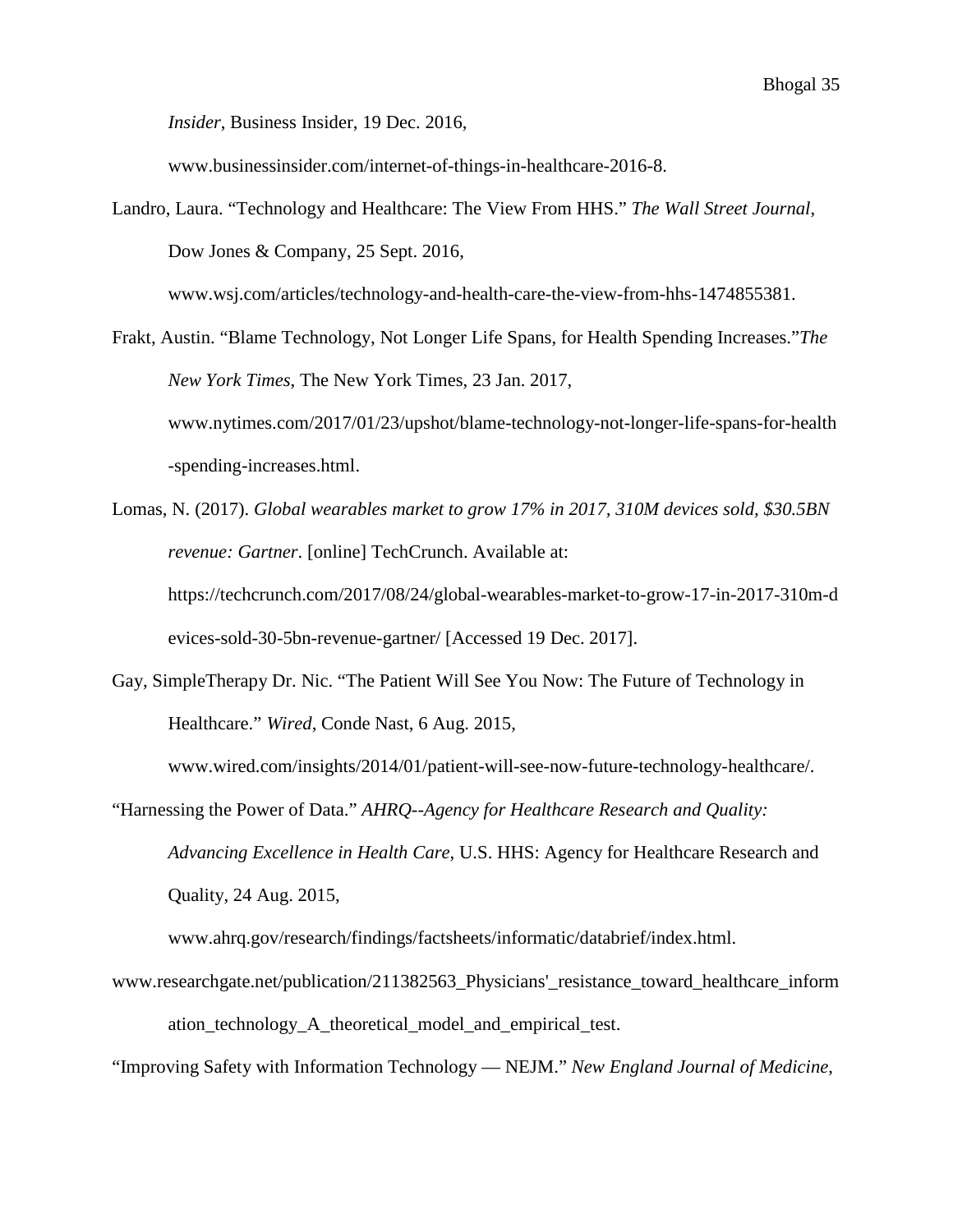*Insider*, Business Insider, 19 Dec. 2016, www.businessinsider.com/internet-of-things-in-healthcare-2016-8.

Landro, Laura. "Technology and Healthcare: The View From HHS." *The Wall Street Journal*, Dow Jones & Company, 25 Sept. 2016, www.wsj.com/articles/technology-and-health-care-the-view-from-hhs-1474855381.

Frakt, Austin. "Blame Technology, Not Longer Life Spans, for Health Spending Increases."*The New York Times*, The New York Times, 23 Jan. 2017, www.nytimes.com/2017/01/23/upshot/blame-technology-not-longer-life-spans-for-health-spending-increases.html.

Lomas, N. (2017). *Global wearables market to grow 17% in 2017, 310M devices sold, $30.5BN revenue: Gartner*. [online] TechCrunch. Available at: https://techcrunch.com/2017/08/24/global-wearables-market-to-grow-17-in-2017-310m-devices-sold-30-5bn-revenue-gartner/ [Accessed 19 Dec. 2017].

Gay, SimpleTherapy Dr. Nic. "The Patient Will See You Now: The Future of Technology in Healthcare." *Wired*, Conde Nast, 6 Aug. 2015, www.wired.com/insights/2014/01/patient-will-see-now-future-technology-healthcare/.

"Harnessing the Power of Data." *AHRQ--Agency for Healthcare Research and Quality: Advancing Excellence in Health Care*, U.S. HHS: Agency for Healthcare Research and Quality, 24 Aug. 2015, www.ahrq.gov/research/findings/factsheets/informatic/databrief/index.html.

www.researchgate.net/publication/211382563_Physicians'_resistance_toward_healthcare_information_technology_A_theoretical_model_and_empirical_test.

"Improving Safety with Information Technology — NEJM." *New England Journal of Medicine*,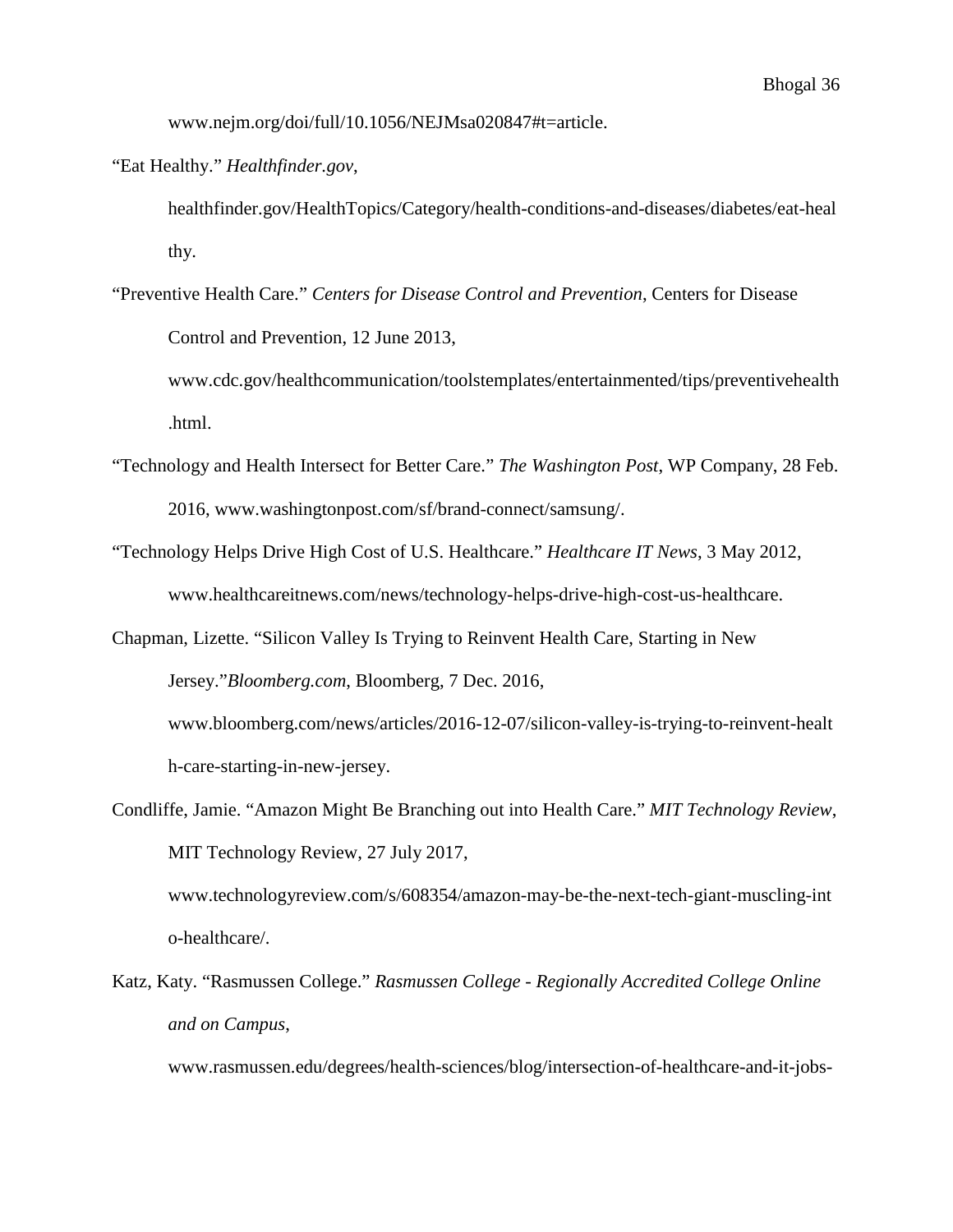www.nejm.org/doi/full/10.1056/NEJMsa020847#t=article.

"Eat Healthy." *Healthfinder.gov*, healthfinder.gov/HealthTopics/Category/health-conditions-and-diseases/diabetes/eat-healthy.

"Preventive Health Care." *Centers for Disease Control and Prevention*, Centers for Disease Control and Prevention, 12 June 2013, www.cdc.gov/healthcommunication/toolstemplates/entertainmented/tips/preventivehealth.html.

"Technology and Health Intersect for Better Care." *The Washington Post*, WP Company, 28 Feb. 2016, www.washingtonpost.com/sf/brand-connect/samsung/.

"Technology Helps Drive High Cost of U.S. Healthcare." *Healthcare IT News*, 3 May 2012, www.healthcareitnews.com/news/technology-helps-drive-high-cost-us-healthcare.

Chapman, Lizette. "Silicon Valley Is Trying to Reinvent Health Care, Starting in New Jersey."*Bloomberg.com*, Bloomberg, 7 Dec. 2016, www.bloomberg.com/news/articles/2016-12-07/silicon-valley-is-trying-to-reinvent-health-care-starting-in-new-jersey.

Condliffe, Jamie. "Amazon Might Be Branching out into Health Care." *MIT Technology Review*, MIT Technology Review, 27 July 2017, www.technologyreview.com/s/608354/amazon-may-be-the-next-tech-giant-muscling-into-healthcare/.

Katz, Katy. "Rasmussen College." *Rasmussen College - Regionally Accredited College Online and on Campus*, www.rasmussen.edu/degrees/health-sciences/blog/intersection-of-healthcare-and-it-jobs-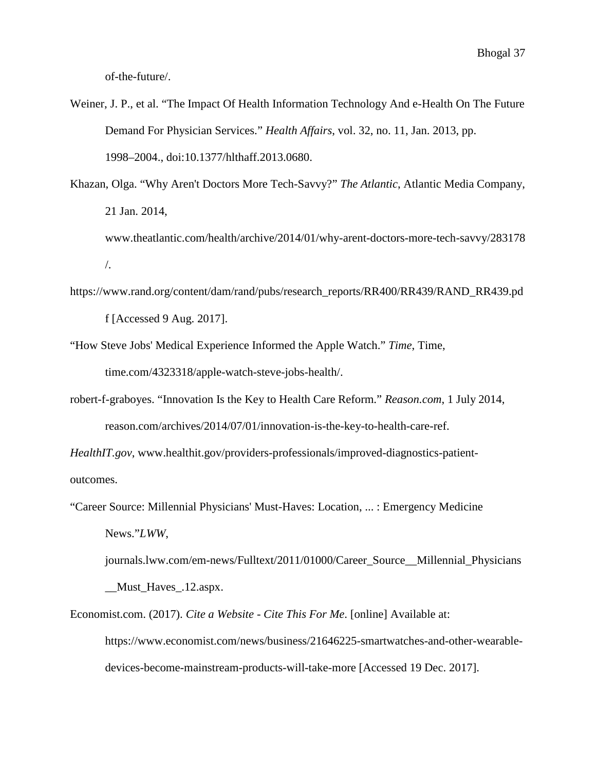of-the-future/.

Weiner, J. P., et al. "The Impact Of Health Information Technology And e-Health On The Future Demand For Physician Services." *Health Affairs*, vol. 32, no. 11, Jan. 2013, pp. 1998–2004., doi:10.1377/hlthaff.2013.0680.

Khazan, Olga. "Why Aren't Doctors More Tech-Savvy?" *The Atlantic*, Atlantic Media Company, 21 Jan. 2014, www.theatlantic.com/health/archive/2014/01/why-arent-doctors-more-tech-savvy/283178/.

https://www.rand.org/content/dam/rand/pubs/research_reports/RR400/RR439/RAND_RR439.pdf [Accessed 9 Aug. 2017].

"How Steve Jobs' Medical Experience Informed the Apple Watch." *Time*, Time, time.com/4323318/apple-watch-steve-jobs-health/.

robert-f-graboyes. "Innovation Is the Key to Health Care Reform." *Reason.com*, 1 July 2014, reason.com/archives/2014/07/01/innovation-is-the-key-to-health-care-ref.

*HealthIT.gov*, www.healthit.gov/providers-professionals/improved-diagnostics-patient-outcomes.

"Career Source: Millennial Physicians' Must-Haves: Location, ... : Emergency Medicine News."*LWW*, journals.lww.com/em-news/Fulltext/2011/01000/Career_Source__Millennial_Physicians__Must_Haves_.12.aspx.

Economist.com. (2017). *Cite a Website - Cite This For Me*. [online] Available at: https://www.economist.com/news/business/21646225-smartwatches-and-other-wearable-devices-become-mainstream-products-will-take-more [Accessed 19 Dec. 2017].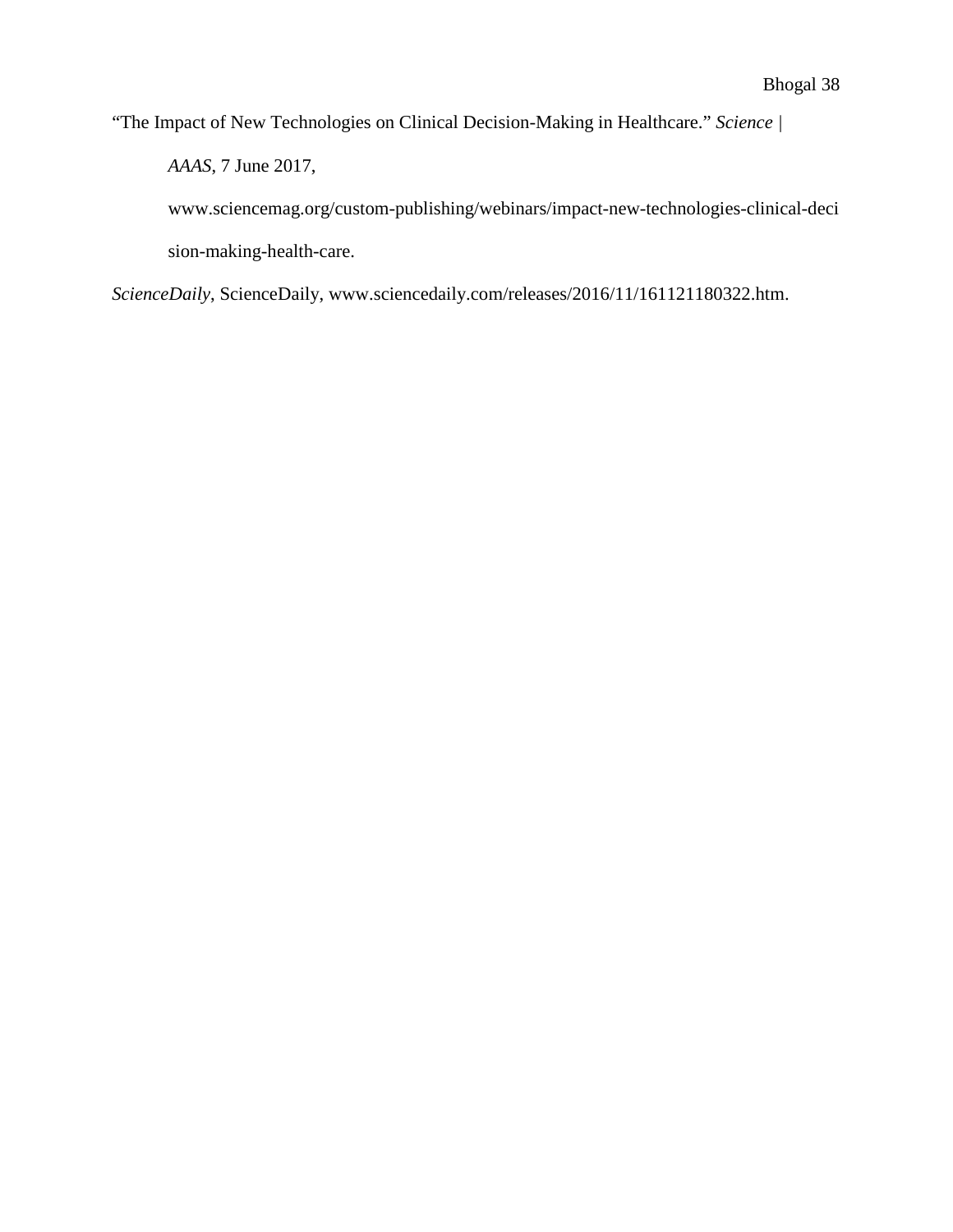"The Impact of New Technologies on Clinical Decision-Making in Healthcare." *Science | AAAS*, 7 June 2017, www.sciencemag.org/custom-publishing/webinars/impact-new-technologies-clinical-decision-making-health-care.

*ScienceDaily*, ScienceDaily, www.sciencedaily.com/releases/2016/11/161121180322.htm.